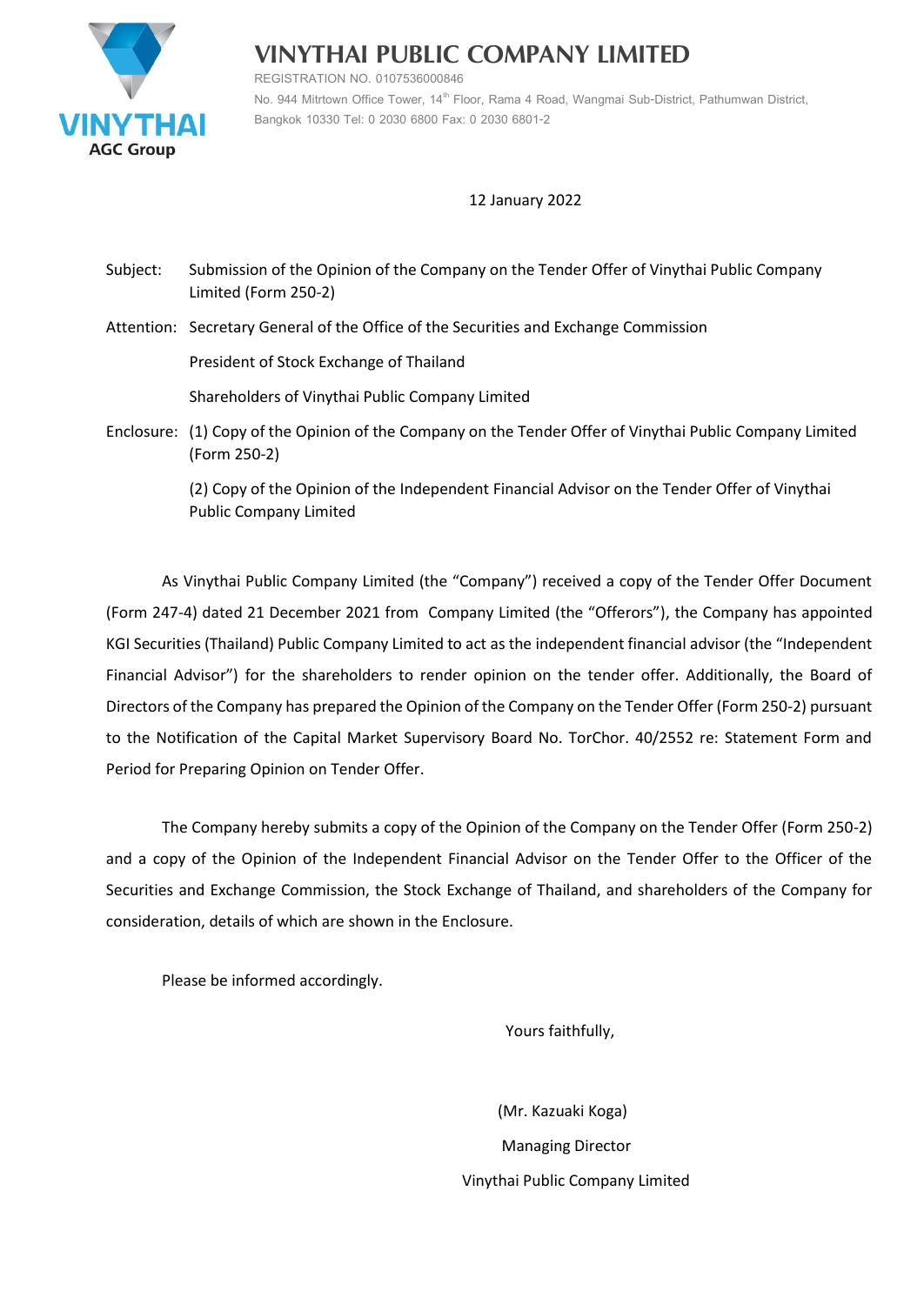# VINYTHAI PUBLIC COMPANY LIMITED

REGISTRATION NO. 0107536000846

No. 944 Mitrtown Office Tower, 14th Floor, Rama 4 Road, Wangmai Sub-District, Pathumwan District, Bangkok 10330 Tel: 0 2030 6800 Fax: 0 2030 6801-2

12 January 2022

Subject: Submission of the Opinion of the Company on the Tender Offer of Vinythai Public Company Limited (Form 250-2)

Attention: Secretary General of the Office of the Securities and Exchange Commission

President of Stock Exchange of Thailand

Shareholders of Vinythai Public Company Limited

Enclosure: (1) Copy of the Opinion of the Company on the Tender Offer of Vinythai Public Company Limited (Form 250-2)

(2) Copy of the Opinion of the Independent Financial Advisor on the Tender Offer of Vinythai Public Company Limited

As Vinythai Public Company Limited (the "Company") received a copy of the Tender Offer Document (Form 247-4) dated 21 December 2021 from Company Limited (the "Offerors"), the Company has appointed KGI Securities (Thailand) Public Company Limited to act as the independent financial advisor (the "Independent Financial Advisor") for the shareholders to render opinion on the tender offer. Additionally, the Board of Directors of the Company has prepared the Opinion of the Company on the Tender Offer (Form 250-2) pursuant to the Notification of the Capital Market Supervisory Board No. TorChor. 40/2552 re: Statement Form and Period for Preparing Opinion on Tender Offer.

The Company hereby submits a copy of the Opinion of the Company on the Tender Offer (Form 250-2) and a copy of the Opinion of the Independent Financial Advisor on the Tender Offer to the Officer of the Securities and Exchange Commission, the Stock Exchange of Thailand, and shareholders of the Company for consideration, details of which are shown in the Enclosure.

Please be informed accordingly.

Yours faithfully,

(Mr. Kazuaki Koga)

Managing Director

Vinythai Public Company Limited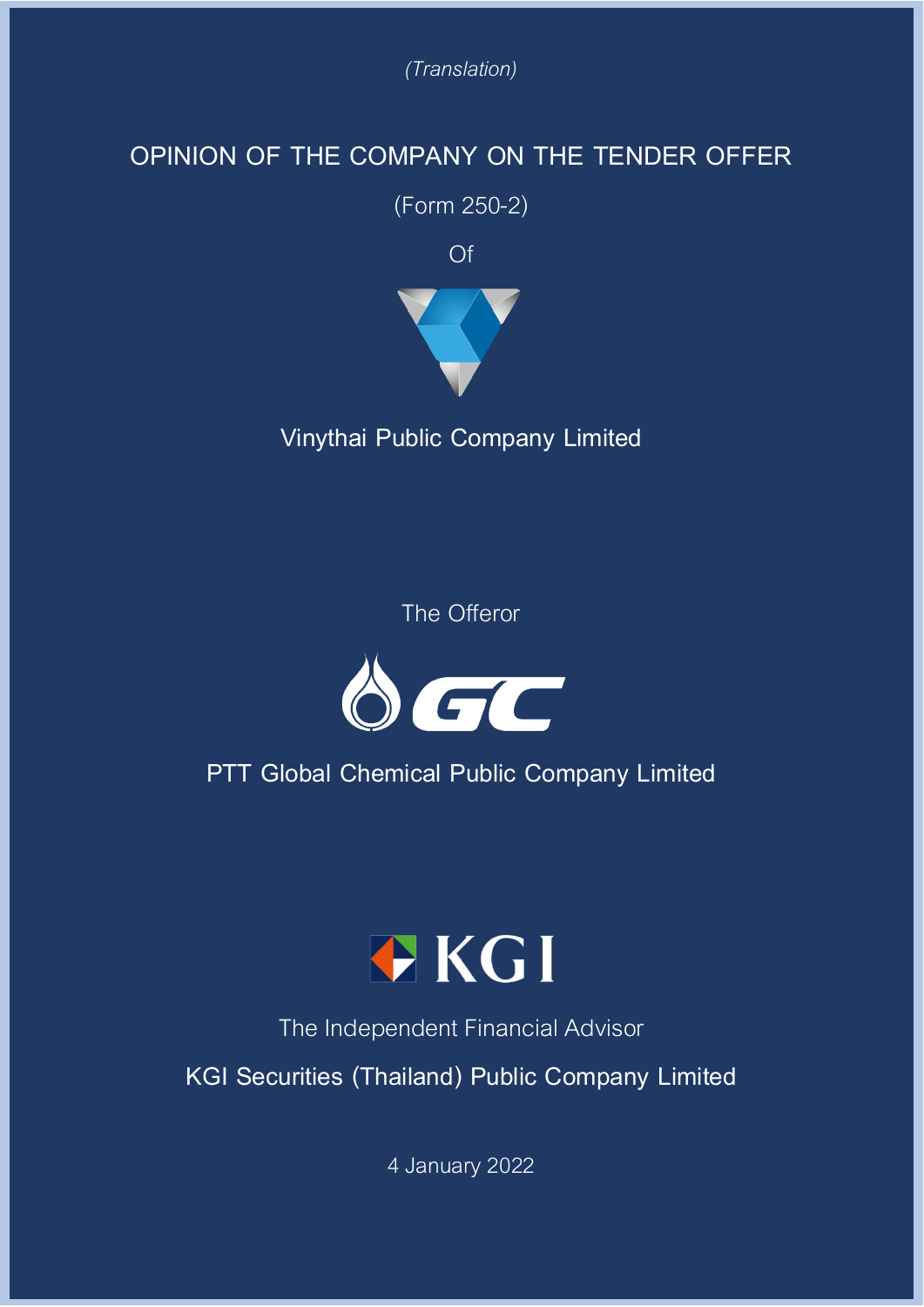*(Translation)*

# OPINION OF THE COMPANY ON THE TENDER OFFER

(Form 250-2)

Of

Vinythai Public Company Limited

The Offeror

PTT Global Chemical Public Company Limited

The Independent Financial Advisor

KGI Securities (Thailand) Public Company Limited

4 January 2022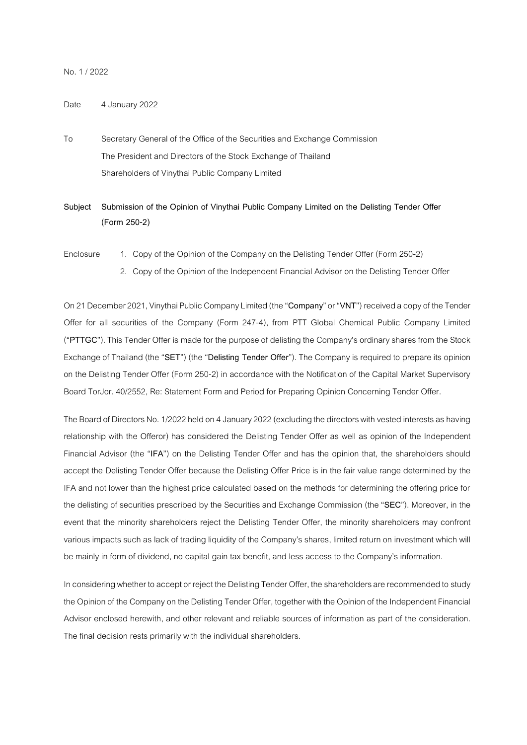No. 1 / 2022

Date 4 January 2022

To Secretary General of the Office of the Securities and Exchange Commission
The President and Directors of the Stock Exchange of Thailand
Shareholders of Vinythai Public Company Limited

**Subject Submission of the Opinion of Vinythai Public Company Limited on the Delisting Tender Offer (Form 250-2)**

Enclosure
1. Copy of the Opinion of the Company on the Delisting Tender Offer (Form 250-2)
2. Copy of the Opinion of the Independent Financial Advisor on the Delisting Tender Offer

On 21 December 2021, Vinythai Public Company Limited (the "**Company**" or "**VNT**") received a copy of the Tender Offer for all securities of the Company (Form 247-4), from PTT Global Chemical Public Company Limited ("**PTTGC**"). This Tender Offer is made for the purpose of delisting the Company's ordinary shares from the Stock Exchange of Thailand (the "**SET**") (the "**Delisting Tender Offer**"). The Company is required to prepare its opinion on the Delisting Tender Offer (Form 250-2) in accordance with the Notification of the Capital Market Supervisory Board TorJor. 40/2552, Re: Statement Form and Period for Preparing Opinion Concerning Tender Offer.

The Board of Directors No. 1/2022 held on 4 January 2022 (excluding the directors with vested interests as having relationship with the Offeror) has considered the Delisting Tender Offer as well as opinion of the Independent Financial Advisor (the "**IFA**") on the Delisting Tender Offer and has the opinion that, the shareholders should accept the Delisting Tender Offer because the Delisting Offer Price is in the fair value range determined by the IFA and not lower than the highest price calculated based on the methods for determining the offering price for the delisting of securities prescribed by the Securities and Exchange Commission (the "**SEC**"). Moreover, in the event that the minority shareholders reject the Delisting Tender Offer, the minority shareholders may confront various impacts such as lack of trading liquidity of the Company's shares, limited return on investment which will be mainly in form of dividend, no capital gain tax benefit, and less access to the Company's information.

In considering whether to accept or reject the Delisting Tender Offer, the shareholders are recommended to study the Opinion of the Company on the Delisting Tender Offer, together with the Opinion of the Independent Financial Advisor enclosed herewith, and other relevant and reliable sources of information as part of the consideration. The final decision rests primarily with the individual shareholders.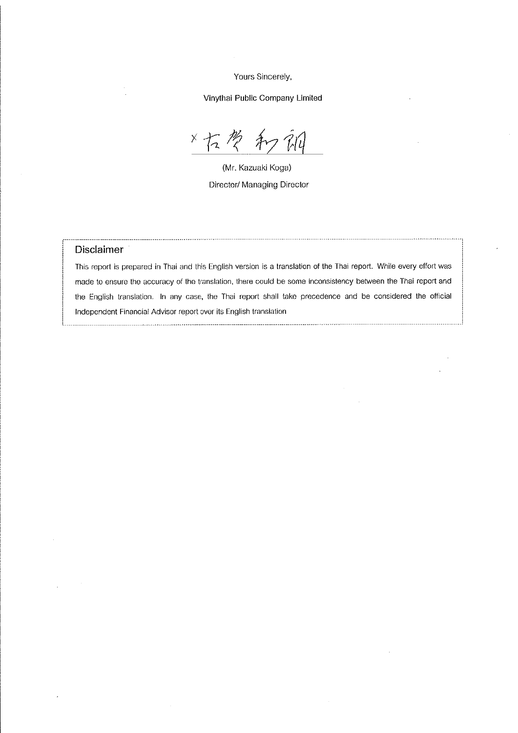Yours Sincerely,

Vinythai Public Company Limited

(Mr. Kazuaki Koga)

Director/ Managing Director

### Disclaimer

This report is prepared in Thai and this English version is a translation of the Thai report. While every effort was made to ensure the accuracy of the translation, there could be some inconsistency between the Thai report and the English translation. In any case, the Thai report shall take precedence and be considered the official Independent Financial Advisor report over its English translation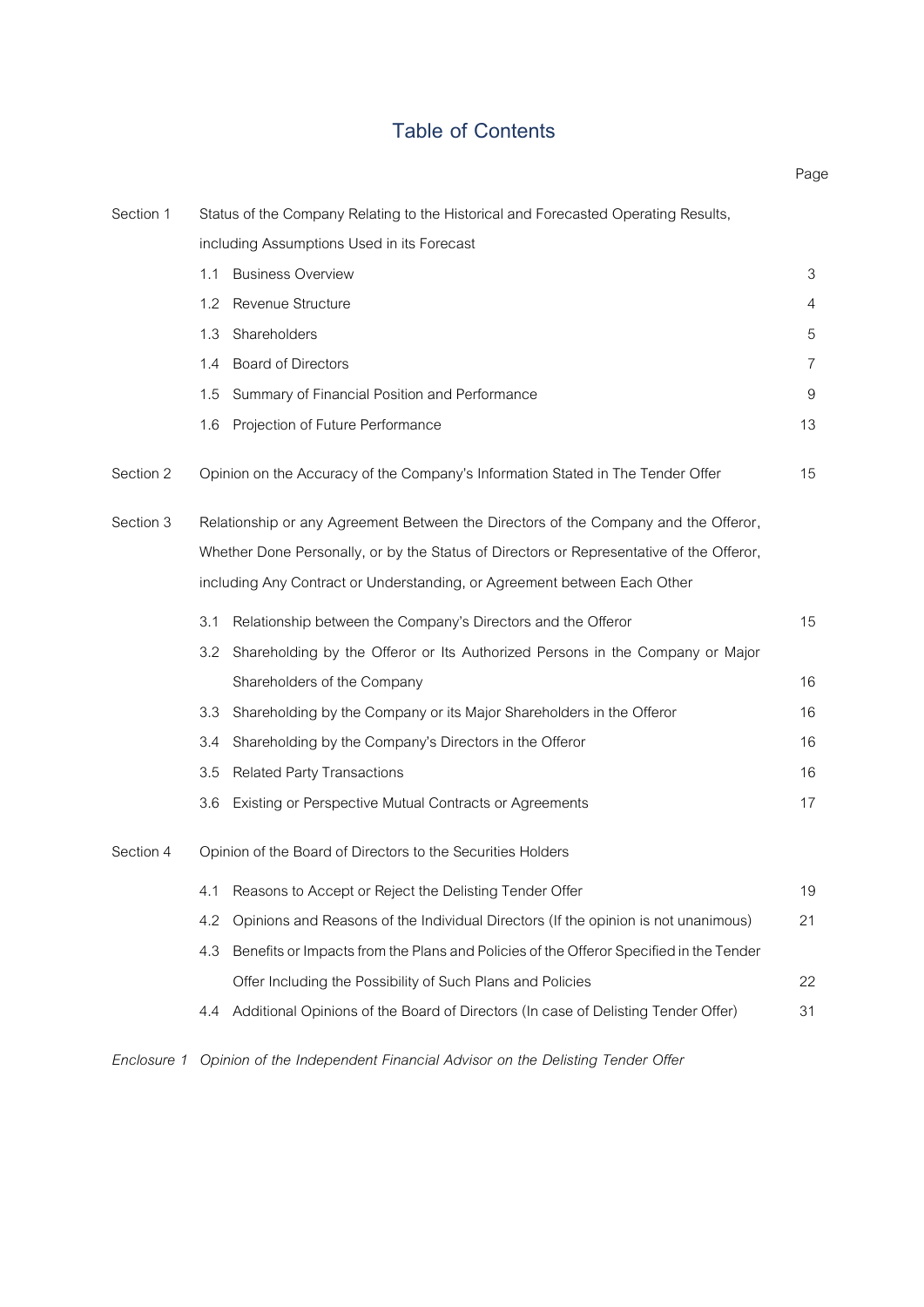# Table of Contents

| | | Page |
|---|---|---|
| Section 1 | Status of the Company Relating to the Historical and Forecasted Operating Results, including Assumptions Used in its Forecast | |
| | 1.1 Business Overview | 3 |
| | 1.2 Revenue Structure | 4 |
| | 1.3 Shareholders | 5 |
| | 1.4 Board of Directors | 7 |
| | 1.5 Summary of Financial Position and Performance | 9 |
| | 1.6 Projection of Future Performance | 13 |
| Section 2 | Opinion on the Accuracy of the Company's Information Stated in The Tender Offer | 15 |
| Section 3 | Relationship or any Agreement Between the Directors of the Company and the Offeror, Whether Done Personally, or by the Status of Directors or Representative of the Offeror, including Any Contract or Understanding, or Agreement between Each Other | |
| | 3.1 Relationship between the Company's Directors and the Offeror | 15 |
| | 3.2 Shareholding by the Offeror or Its Authorized Persons in the Company or Major Shareholders of the Company | 16 |
| | 3.3 Shareholding by the Company or its Major Shareholders in the Offeror | 16 |
| | 3.4 Shareholding by the Company's Directors in the Offeror | 16 |
| | 3.5 Related Party Transactions | 16 |
| | 3.6 Existing or Perspective Mutual Contracts or Agreements | 17 |
| Section 4 | Opinion of the Board of Directors to the Securities Holders | |
| | 4.1 Reasons to Accept or Reject the Delisting Tender Offer | 19 |
| | 4.2 Opinions and Reasons of the Individual Directors (If the opinion is not unanimous) | 21 |
| | 4.3 Benefits or Impacts from the Plans and Policies of the Offeror Specified in the Tender Offer Including the Possibility of Such Plans and Policies | 22 |
| | 4.4 Additional Opinions of the Board of Directors (In case of Delisting Tender Offer) | 31 |

*Enclosure 1 Opinion of the Independent Financial Advisor on the Delisting Tender Offer*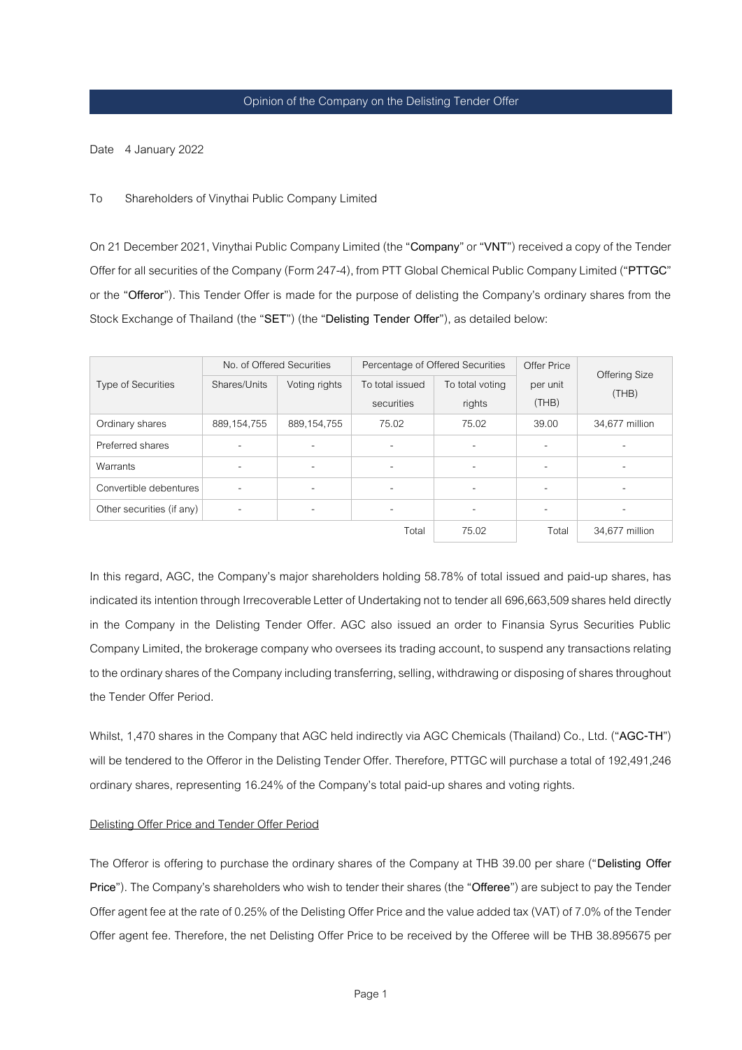## Opinion of the Company on the Delisting Tender Offer

Date 4 January 2022

To Shareholders of Vinythai Public Company Limited

On 21 December 2021, Vinythai Public Company Limited (the "**Company**" or "**VNT**") received a copy of the Tender Offer for all securities of the Company (Form 247-4), from PTT Global Chemical Public Company Limited ("**PTTGC**" or the "**Offeror**"). This Tender Offer is made for the purpose of delisting the Company's ordinary shares from the Stock Exchange of Thailand (the "**SET**") (the "**Delisting Tender Offer**"), as detailed below:

| Type of Securities | No. of Offered Securities | | Percentage of Offered Securities | | Offer Price per unit (THB) | Offering Size (THB) |
|---|---|---|---|---|---|---|
| | Shares/Units | Voting rights | To total issued securities | To total voting rights | | |
| Ordinary shares | 889,154,755 | 889,154,755 | 75.02 | 75.02 | 39.00 | 34,677 million |
| Preferred shares | - | - | - | - | - | - |
| Warrants | - | - | - | - | - | - |
| Convertible debentures | - | - | - | - | - | - |
| Other securities (if any) | - | - | - | - | - | - |
| | | | Total | 75.02 | Total | 34,677 million |

In this regard, AGC, the Company's major shareholders holding 58.78% of total issued and paid-up shares, has indicated its intention through Irrecoverable Letter of Undertaking not to tender all 696,663,509 shares held directly in the Company in the Delisting Tender Offer. AGC also issued an order to Finansia Syrus Securities Public Company Limited, the brokerage company who oversees its trading account, to suspend any transactions relating to the ordinary shares of the Company including transferring, selling, withdrawing or disposing of shares throughout the Tender Offer Period.

Whilst, 1,470 shares in the Company that AGC held indirectly via AGC Chemicals (Thailand) Co., Ltd. ("**AGC-TH**") will be tendered to the Offeror in the Delisting Tender Offer. Therefore, PTTGC will purchase a total of 192,491,246 ordinary shares, representing 16.24% of the Company's total paid-up shares and voting rights.

<u>Delisting Offer Price and Tender Offer Period</u>

The Offeror is offering to purchase the ordinary shares of the Company at THB 39.00 per share ("**Delisting Offer Price**"). The Company's shareholders who wish to tender their shares (the "**Offeree**") are subject to pay the Tender Offer agent fee at the rate of 0.25% of the Delisting Offer Price and the value added tax (VAT) of 7.0% of the Tender Offer agent fee. Therefore, the net Delisting Offer Price to be received by the Offeree will be THB 38.895675 per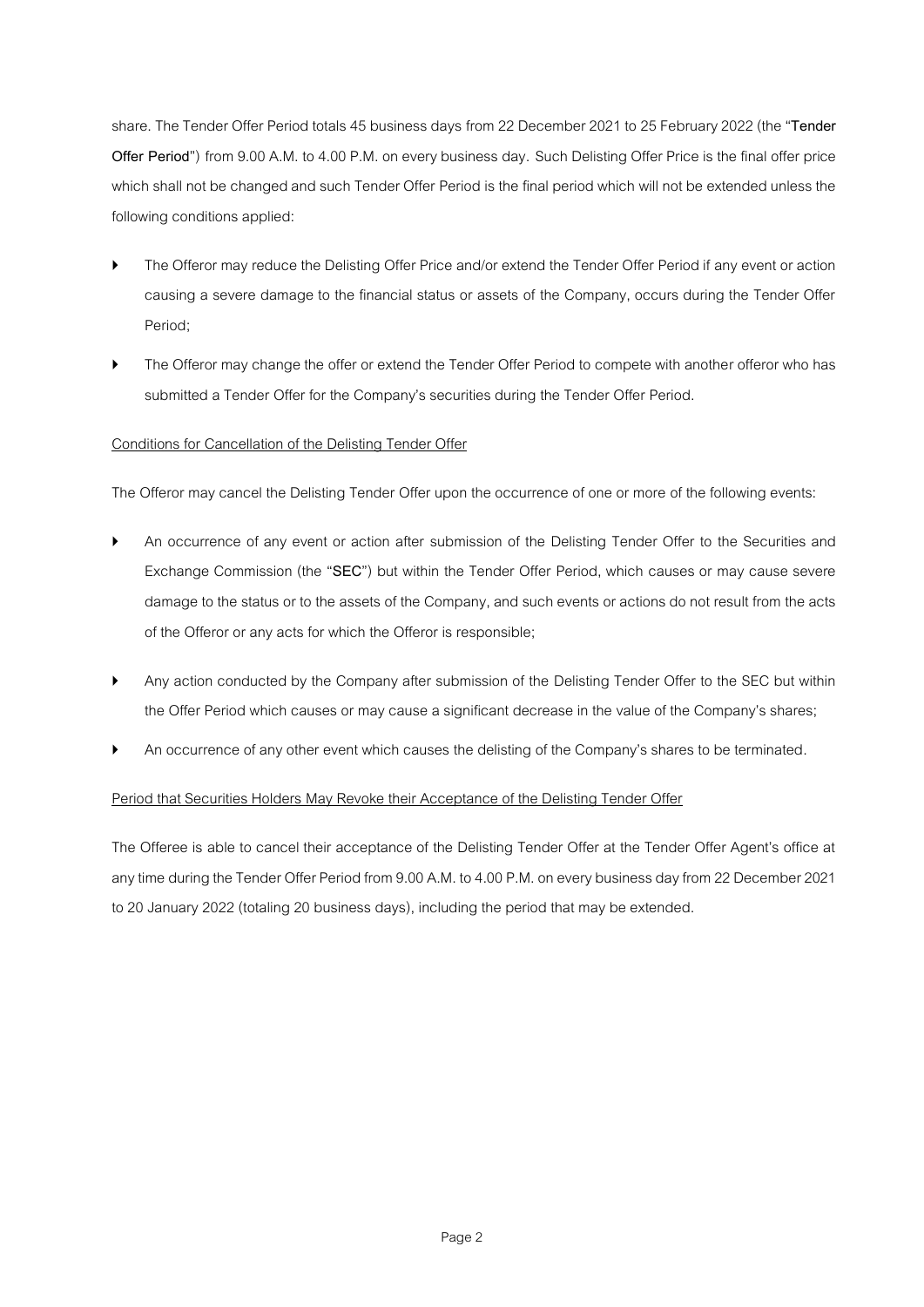share. The Tender Offer Period totals 45 business days from 22 December 2021 to 25 February 2022 (the "**Tender Offer Period**") from 9.00 A.M. to 4.00 P.M. on every business day. Such Delisting Offer Price is the final offer price which shall not be changed and such Tender Offer Period is the final period which will not be extended unless the following conditions applied:

- The Offeror may reduce the Delisting Offer Price and/or extend the Tender Offer Period if any event or action causing a severe damage to the financial status or assets of the Company, occurs during the Tender Offer Period;
- The Offeror may change the offer or extend the Tender Offer Period to compete with another offeror who has submitted a Tender Offer for the Company's securities during the Tender Offer Period.

<u>Conditions for Cancellation of the Delisting Tender Offer</u>

The Offeror may cancel the Delisting Tender Offer upon the occurrence of one or more of the following events:

- An occurrence of any event or action after submission of the Delisting Tender Offer to the Securities and Exchange Commission (the "**SEC**") but within the Tender Offer Period, which causes or may cause severe damage to the status or to the assets of the Company, and such events or actions do not result from the acts of the Offeror or any acts for which the Offeror is responsible;
- Any action conducted by the Company after submission of the Delisting Tender Offer to the SEC but within the Offer Period which causes or may cause a significant decrease in the value of the Company's shares;
- An occurrence of any other event which causes the delisting of the Company's shares to be terminated.

<u>Period that Securities Holders May Revoke their Acceptance of the Delisting Tender Offer</u>

The Offeree is able to cancel their acceptance of the Delisting Tender Offer at the Tender Offer Agent's office at any time during the Tender Offer Period from 9.00 A.M. to 4.00 P.M. on every business day from 22 December 2021 to 20 January 2022 (totaling 20 business days), including the period that may be extended.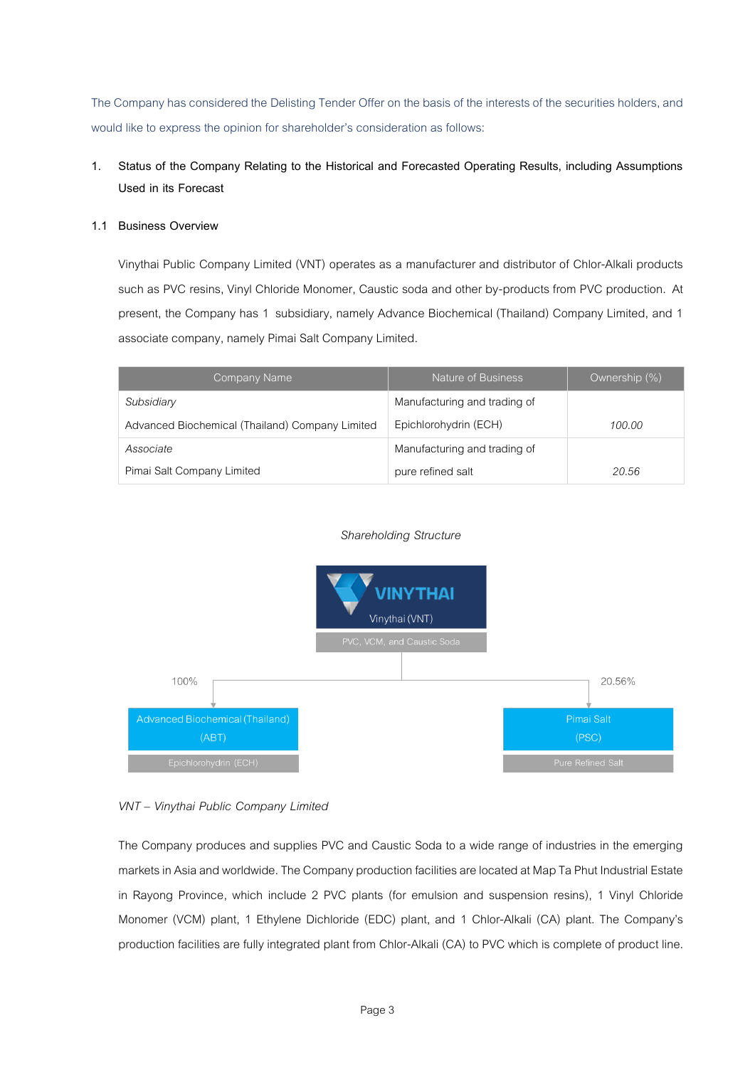The Company has considered the Delisting Tender Offer on the basis of the interests of the securities holders, and would like to express the opinion for shareholder's consideration as follows:

## 1. Status of the Company Relating to the Historical and Forecasted Operating Results, including Assumptions Used in its Forecast

### 1.1 Business Overview

Vinythai Public Company Limited (VNT) operates as a manufacturer and distributor of Chlor-Alkali products such as PVC resins, Vinyl Chloride Monomer, Caustic soda and other by-products from PVC production. At present, the Company has 1 subsidiary, namely Advance Biochemical (Thailand) Company Limited, and 1 associate company, namely Pimai Salt Company Limited.

| Company Name | Nature of Business | Ownership (%) |
|---|---|---|
| *Subsidiary*<br>Advanced Biochemical (Thailand) Company Limited | Manufacturing and trading of Epichlorohydrin (ECH) | *100.00* |
| *Associate*<br>Pimai Salt Company Limited | Manufacturing and trading of pure refined salt | *20.56* |

*Shareholding Structure*

VINYTHAI
Vinythai (VNT)
PVC, VCM, and Caustic Soda

100% — Advanced Biochemical (Thailand) (ABT) — Epichlorohydrin (ECH)

20.56% — Pimai Salt (PSC) — Pure Refined Salt

*VNT – Vinythai Public Company Limited*

The Company produces and supplies PVC and Caustic Soda to a wide range of industries in the emerging markets in Asia and worldwide. The Company production facilities are located at Map Ta Phut Industrial Estate in Rayong Province, which include 2 PVC plants (for emulsion and suspension resins), 1 Vinyl Chloride Monomer (VCM) plant, 1 Ethylene Dichloride (EDC) plant, and 1 Chlor-Alkali (CA) plant. The Company's production facilities are fully integrated plant from Chlor-Alkali (CA) to PVC which is complete of product line.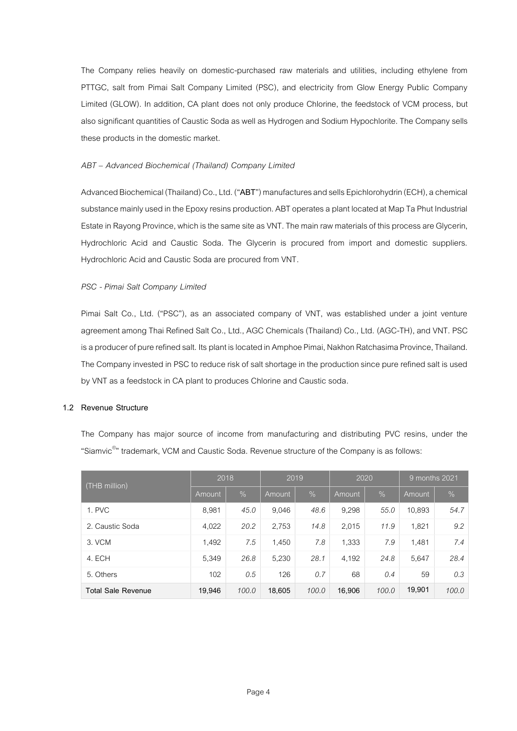The Company relies heavily on domestic-purchased raw materials and utilities, including ethylene from PTTGC, salt from Pimai Salt Company Limited (PSC), and electricity from Glow Energy Public Company Limited (GLOW). In addition, CA plant does not only produce Chlorine, the feedstock of VCM process, but also significant quantities of Caustic Soda as well as Hydrogen and Sodium Hypochlorite. The Company sells these products in the domestic market.

*ABT – Advanced Biochemical (Thailand) Company Limited*

Advanced Biochemical (Thailand) Co., Ltd. ("**ABT**") manufactures and sells Epichlorohydrin (ECH), a chemical substance mainly used in the Epoxy resins production. ABT operates a plant located at Map Ta Phut Industrial Estate in Rayong Province, which is the same site as VNT. The main raw materials of this process are Glycerin, Hydrochloric Acid and Caustic Soda. The Glycerin is procured from import and domestic suppliers. Hydrochloric Acid and Caustic Soda are procured from VNT.

*PSC - Pimai Salt Company Limited*

Pimai Salt Co., Ltd. ("PSC"), as an associated company of VNT, was established under a joint venture agreement among Thai Refined Salt Co., Ltd., AGC Chemicals (Thailand) Co., Ltd. (AGC-TH), and VNT. PSC is a producer of pure refined salt. Its plant is located in Amphoe Pimai, Nakhon Ratchasima Province, Thailand. The Company invested in PSC to reduce risk of salt shortage in the production since pure refined salt is used by VNT as a feedstock in CA plant to produces Chlorine and Caustic soda.

### 1.2 Revenue Structure

The Company has major source of income from manufacturing and distributing PVC resins, under the "Siamvic©" trademark, VCM and Caustic Soda. Revenue structure of the Company is as follows:

| (THB million) | 2018 | | 2019 | | 2020 | | 9 months 2021 | |
|---|---|---|---|---|---|---|---|---|
| | Amount | % | Amount | % | Amount | % | Amount | % |
| 1. PVC | 8,981 | *45.0* | 9,046 | *48.6* | 9,298 | *55.0* | 10,893 | *54.7* |
| 2. Caustic Soda | 4,022 | *20.2* | 2,753 | *14.8* | 2,015 | *11.9* | 1,821 | *9.2* |
| 3. VCM | 1,492 | *7.5* | 1,450 | *7.8* | 1,333 | *7.9* | 1,481 | *7.4* |
| 4. ECH | 5,349 | *26.8* | 5,230 | *28.1* | 4,192 | *24.8* | 5,647 | *28.4* |
| 5. Others | 102 | *0.5* | 126 | *0.7* | 68 | *0.4* | 59 | *0.3* |
| **Total Sale Revenue** | **19,946** | *100.0* | **18,605** | *100.0* | **16,906** | *100.0* | **19,901** | *100.0* |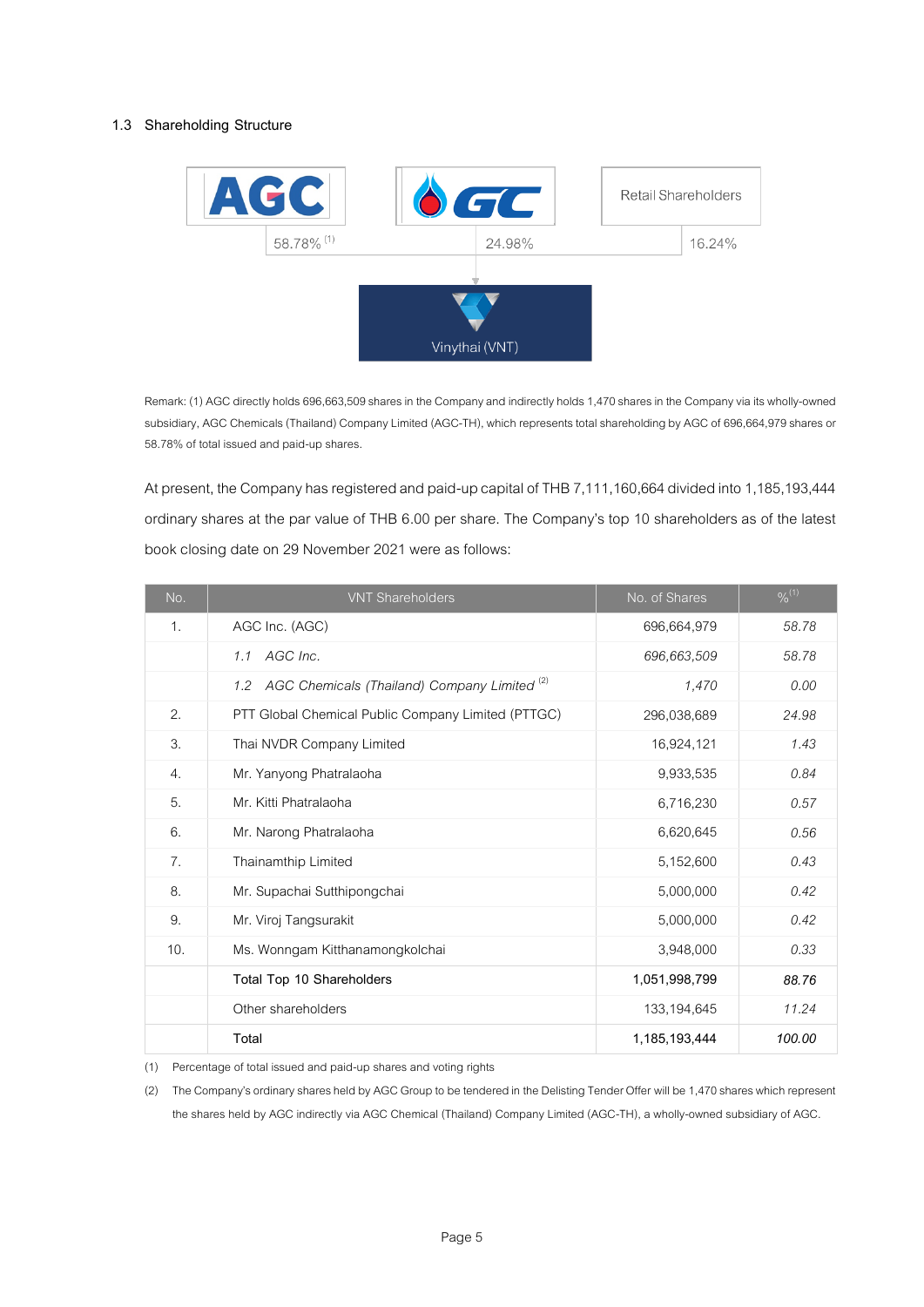## 1.3 Shareholding Structure

AGC 58.78% [1] | GC 24.98% | Retail Shareholders 16.24% → Vinythai (VNT)

Remark: (1) AGC directly holds 696,663,509 shares in the Company and indirectly holds 1,470 shares in the Company via its wholly-owned subsidiary, AGC Chemicals (Thailand) Company Limited (AGC-TH), which represents total shareholding by AGC of 696,664,979 shares or 58.78% of total issued and paid-up shares.

At present, the Company has registered and paid-up capital of THB 7,111,160,664 divided into 1,185,193,444 ordinary shares at the par value of THB 6.00 per share. The Company's top 10 shareholders as of the latest book closing date on 29 November 2021 were as follows:

| No. | VNT Shareholders | No. of Shares | % [1] |
|---|---|---|---|
| 1. | AGC Inc. (AGC) | 696,664,979 | *58.78* |
| | *1.1 AGC Inc.* | *696,663,509* | *58.78* |
| | *1.2 AGC Chemicals (Thailand) Company Limited* [2] | *1,470* | *0.00* |
| 2. | PTT Global Chemical Public Company Limited (PTTGC) | 296,038,689 | *24.98* |
| 3. | Thai NVDR Company Limited | 16,924,121 | *1.43* |
| 4. | Mr. Yanyong Phatralaoha | 9,933,535 | *0.84* |
| 5. | Mr. Kitti Phatralaoha | 6,716,230 | *0.57* |
| 6. | Mr. Narong Phatralaoha | 6,620,645 | *0.56* |
| 7. | Thainamthip Limited | 5,152,600 | *0.43* |
| 8. | Mr. Supachai Sutthipongchai | 5,000,000 | *0.42* |
| 9. | Mr. Viroj Tangsurakit | 5,000,000 | *0.42* |
| 10. | Ms. Wonngam Kitthanamongkolchai | 3,948,000 | *0.33* |
| | Total Top 10 Shareholders | 1,051,998,799 | *88.76* |
| | Other shareholders | 133,194,645 | *11.24* |
| | Total | 1,185,193,444 | *100.00* |

(1) Percentage of total issued and paid-up shares and voting rights

(2) The Company's ordinary shares held by AGC Group to be tendered in the Delisting Tender Offer will be 1,470 shares which represent the shares held by AGC indirectly via AGC Chemical (Thailand) Company Limited (AGC-TH), a wholly-owned subsidiary of AGC.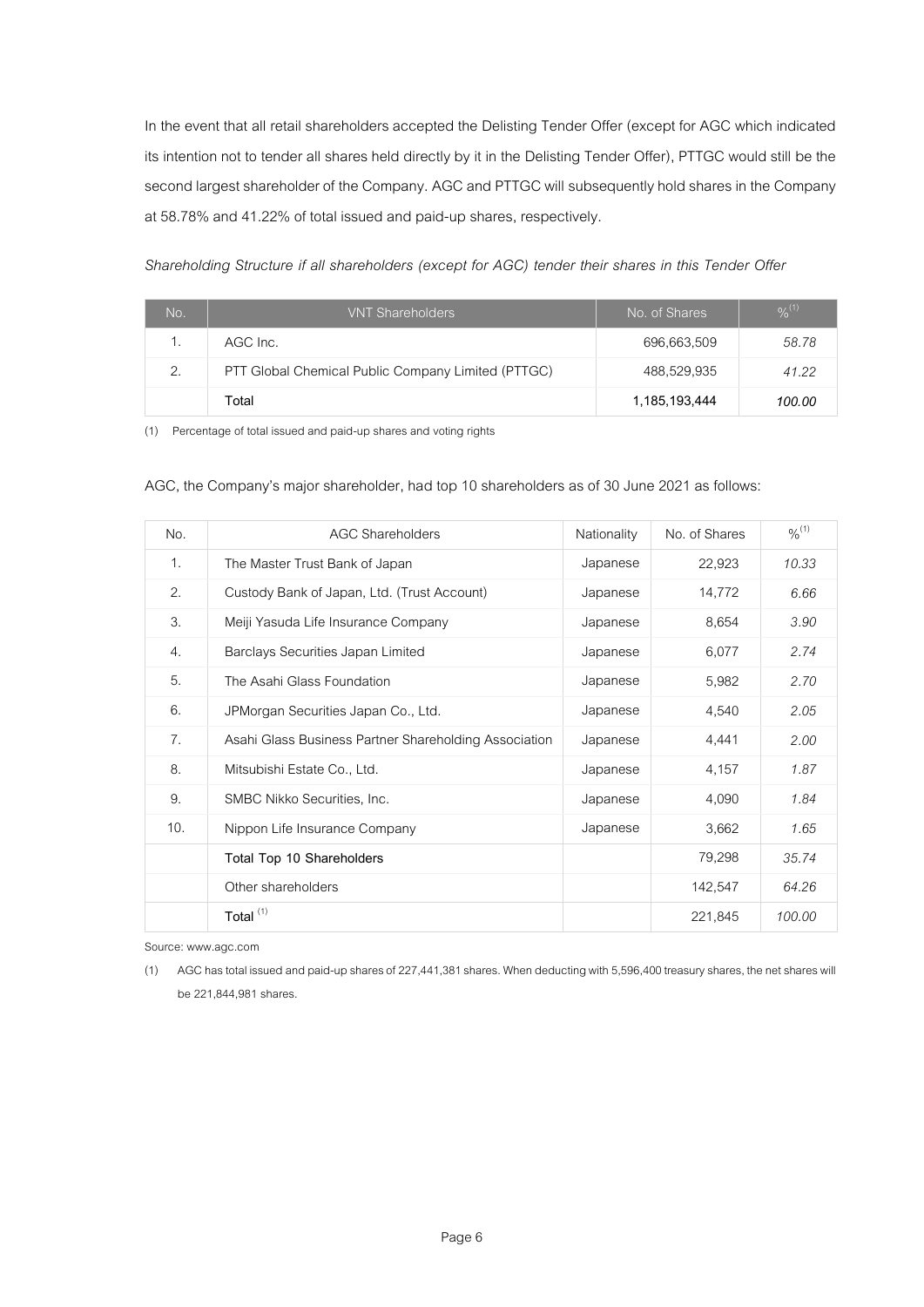In the event that all retail shareholders accepted the Delisting Tender Offer (except for AGC which indicated its intention not to tender all shares held directly by it in the Delisting Tender Offer), PTTGC would still be the second largest shareholder of the Company. AGC and PTTGC will subsequently hold shares in the Company at 58.78% and 41.22% of total issued and paid-up shares, respectively.

*Shareholding Structure if all shareholders (except for AGC) tender their shares in this Tender Offer*

| No. | VNT Shareholders | No. of Shares | %[(1)] |
|---|---|---|---|
| 1. | AGC Inc. | 696,663,509 | *58.78* |
| 2. | PTT Global Chemical Public Company Limited (PTTGC) | 488,529,935 | *41.22* |
| | **Total** | **1,185,193,444** | ***100.00*** |

(1) Percentage of total issued and paid-up shares and voting rights

AGC, the Company's major shareholder, had top 10 shareholders as of 30 June 2021 as follows:

| No. | AGC Shareholders | Nationality | No. of Shares | %[(1)] |
|---|---|---|---|---|
| 1. | The Master Trust Bank of Japan | Japanese | 22,923 | *10.33* |
| 2. | Custody Bank of Japan, Ltd. (Trust Account) | Japanese | 14,772 | *6.66* |
| 3. | Meiji Yasuda Life Insurance Company | Japanese | 8,654 | *3.90* |
| 4. | Barclays Securities Japan Limited | Japanese | 6,077 | *2.74* |
| 5. | The Asahi Glass Foundation | Japanese | 5,982 | *2.70* |
| 6. | JPMorgan Securities Japan Co., Ltd. | Japanese | 4,540 | *2.05* |
| 7. | Asahi Glass Business Partner Shareholding Association | Japanese | 4,441 | *2.00* |
| 8. | Mitsubishi Estate Co., Ltd. | Japanese | 4,157 | *1.87* |
| 9. | SMBC Nikko Securities, Inc. | Japanese | 4,090 | *1.84* |
| 10. | Nippon Life Insurance Company | Japanese | 3,662 | *1.65* |
| | **Total Top 10 Shareholders** | | 79,298 | *35.74* |
| | Other shareholders | | 142,547 | *64.26* |
| | **Total** [(1)] | | 221,845 | *100.00* |

Source: www.agc.com

(1) AGC has total issued and paid-up shares of 227,441,381 shares. When deducting with 5,596,400 treasury shares, the net shares will be 221,844,981 shares.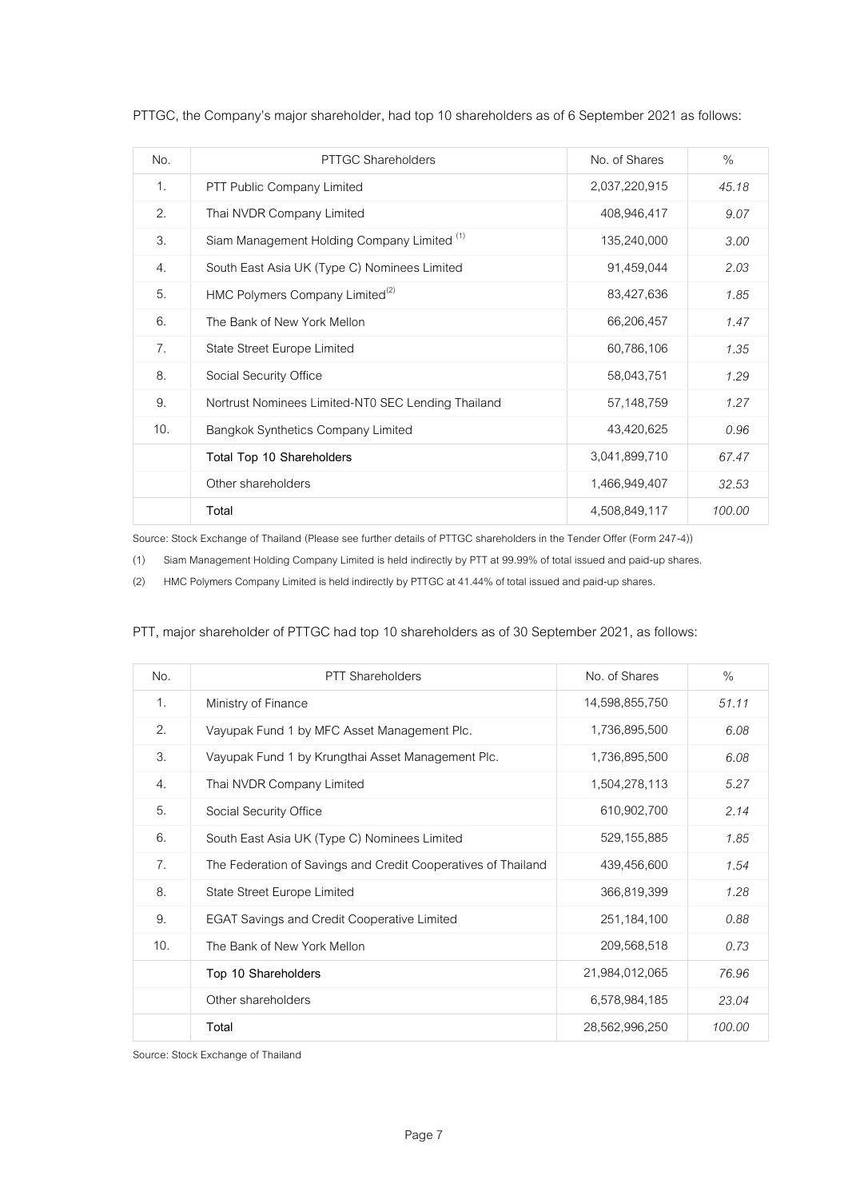PTTGC, the Company's major shareholder, had top 10 shareholders as of 6 September 2021 as follows:

| No. | PTTGC Shareholders | No. of Shares | % |
|---|---|---|---|
| 1. | PTT Public Company Limited | 2,037,220,915 | *45.18* |
| 2. | Thai NVDR Company Limited | 408,946,417 | *9.07* |
| 3. | Siam Management Holding Company Limited [(1)] | 135,240,000 | *3.00* |
| 4. | South East Asia UK (Type C) Nominees Limited | 91,459,044 | *2.03* |
| 5. | HMC Polymers Company Limited[(2)] | 83,427,636 | *1.85* |
| 6. | The Bank of New York Mellon | 66,206,457 | *1.47* |
| 7. | State Street Europe Limited | 60,786,106 | *1.35* |
| 8. | Social Security Office | 58,043,751 | *1.29* |
| 9. | Nortrust Nominees Limited-NT0 SEC Lending Thailand | 57,148,759 | *1.27* |
| 10. | Bangkok Synthetics Company Limited | 43,420,625 | *0.96* |
| | Total Top 10 Shareholders | 3,041,899,710 | *67.47* |
| | Other shareholders | 1,466,949,407 | *32.53* |
| | Total | 4,508,849,117 | *100.00* |

Source: Stock Exchange of Thailand (Please see further details of PTTGC shareholders in the Tender Offer (Form 247-4))

(1) Siam Management Holding Company Limited is held indirectly by PTT at 99.99% of total issued and paid-up shares.

(2) HMC Polymers Company Limited is held indirectly by PTTGC at 41.44% of total issued and paid-up shares.

PTT, major shareholder of PTTGC had top 10 shareholders as of 30 September 2021, as follows:

| No. | PTT Shareholders | No. of Shares | % |
|---|---|---|---|
| 1. | Ministry of Finance | 14,598,855,750 | *51.11* |
| 2. | Vayupak Fund 1 by MFC Asset Management Plc. | 1,736,895,500 | *6.08* |
| 3. | Vayupak Fund 1 by Krungthai Asset Management Plc. | 1,736,895,500 | *6.08* |
| 4. | Thai NVDR Company Limited | 1,504,278,113 | *5.27* |
| 5. | Social Security Office | 610,902,700 | *2.14* |
| 6. | South East Asia UK (Type C) Nominees Limited | 529,155,885 | *1.85* |
| 7. | The Federation of Savings and Credit Cooperatives of Thailand | 439,456,600 | *1.54* |
| 8. | State Street Europe Limited | 366,819,399 | *1.28* |
| 9. | EGAT Savings and Credit Cooperative Limited | 251,184,100 | *0.88* |
| 10. | The Bank of New York Mellon | 209,568,518 | *0.73* |
| | Top 10 Shareholders | 21,984,012,065 | *76.96* |
| | Other shareholders | 6,578,984,185 | *23.04* |
| | Total | 28,562,996,250 | *100.00* |

Source: Stock Exchange of Thailand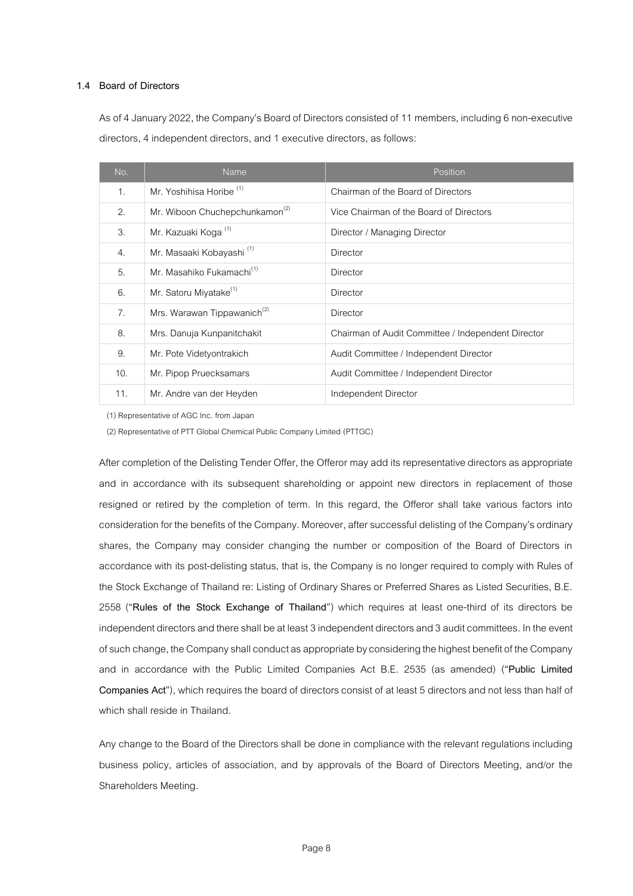### 1.4 Board of Directors

As of 4 January 2022, the Company's Board of Directors consisted of 11 members, including 6 non-executive directors, 4 independent directors, and 1 executive directors, as follows:

| No. | Name | Position |
|---|---|---|
| 1. | Mr. Yoshihisa Horibe [(1)] | Chairman of the Board of Directors |
| 2. | Mr. Wiboon Chuchepchunkamon[(2)] | Vice Chairman of the Board of Directors |
| 3. | Mr. Kazuaki Koga [(1)] | Director / Managing Director |
| 4. | Mr. Masaaki Kobayashi [(1)] | Director |
| 5. | Mr. Masahiko Fukamachi[(1)] | Director |
| 6. | Mr. Satoru Miyatake[(1)] | Director |
| 7. | Mrs. Warawan Tippawanich[(2)] | Director |
| 8. | Mrs. Danuja Kunpanitchakit | Chairman of Audit Committee / Independent Director |
| 9. | Mr. Pote Videtyontrakich | Audit Committee / Independent Director |
| 10. | Mr. Pipop Pruecksamars | Audit Committee / Independent Director |
| 11. | Mr. Andre van der Heyden | Independent Director |

(1) Representative of AGC Inc. from Japan

(2) Representative of PTT Global Chemical Public Company Limited (PTTGC)

After completion of the Delisting Tender Offer, the Offeror may add its representative directors as appropriate and in accordance with its subsequent shareholding or appoint new directors in replacement of those resigned or retired by the completion of term. In this regard, the Offeror shall take various factors into consideration for the benefits of the Company. Moreover, after successful delisting of the Company's ordinary shares, the Company may consider changing the number or composition of the Board of Directors in accordance with its post-delisting status, that is, the Company is no longer required to comply with Rules of the Stock Exchange of Thailand re: Listing of Ordinary Shares or Preferred Shares as Listed Securities, B.E. 2558 ("**Rules of the Stock Exchange of Thailand**") which requires at least one-third of its directors be independent directors and there shall be at least 3 independent directors and 3 audit committees. In the event of such change, the Company shall conduct as appropriate by considering the highest benefit of the Company and in accordance with the Public Limited Companies Act B.E. 2535 (as amended) ("**Public Limited Companies Act**"), which requires the board of directors consist of at least 5 directors and not less than half of which shall reside in Thailand.

Any change to the Board of the Directors shall be done in compliance with the relevant regulations including business policy, articles of association, and by approvals of the Board of Directors Meeting, and/or the Shareholders Meeting.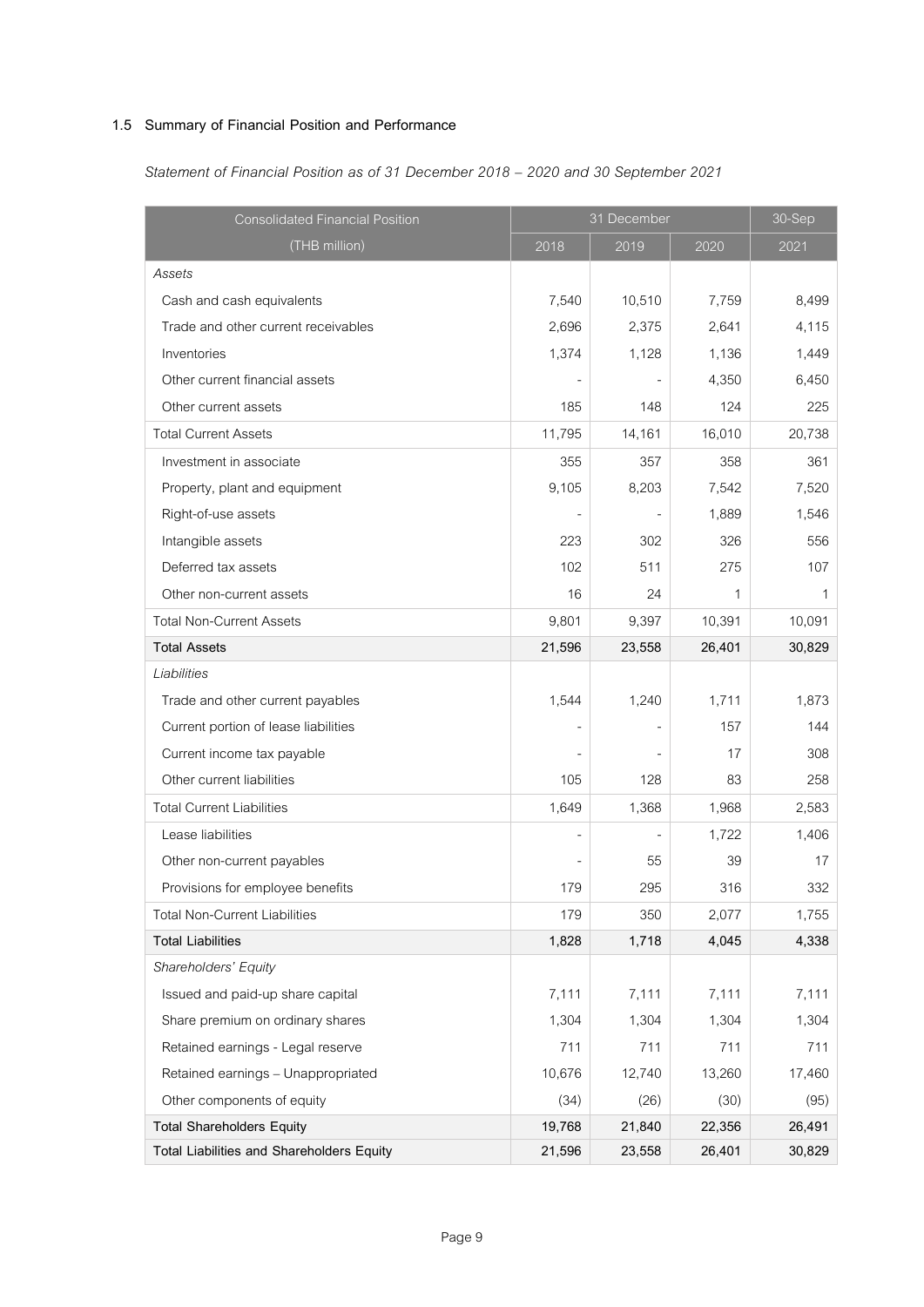### 1.5 Summary of Financial Position and Performance

*Statement of Financial Position as of 31 December 2018 – 2020 and 30 September 2021*

| Consolidated Financial Position | 31 December | | | 30-Sep |
|---|---|---|---|---|
| (THB million) | 2018 | 2019 | 2020 | 2021 |
| *Assets* | | | | |
| Cash and cash equivalents | 7,540 | 10,510 | 7,759 | 8,499 |
| Trade and other current receivables | 2,696 | 2,375 | 2,641 | 4,115 |
| Inventories | 1,374 | 1,128 | 1,136 | 1,449 |
| Other current financial assets | - | - | 4,350 | 6,450 |
| Other current assets | 185 | 148 | 124 | 225 |
| Total Current Assets | 11,795 | 14,161 | 16,010 | 20,738 |
| Investment in associate | 355 | 357 | 358 | 361 |
| Property, plant and equipment | 9,105 | 8,203 | 7,542 | 7,520 |
| Right-of-use assets | - | - | 1,889 | 1,546 |
| Intangible assets | 223 | 302 | 326 | 556 |
| Deferred tax assets | 102 | 511 | 275 | 107 |
| Other non-current assets | 16 | 24 | 1 | 1 |
| Total Non-Current Assets | 9,801 | 9,397 | 10,391 | 10,091 |
| **Total Assets** | **21,596** | **23,558** | **26,401** | **30,829** |
| *Liabilities* | | | | |
| Trade and other current payables | 1,544 | 1,240 | 1,711 | 1,873 |
| Current portion of lease liabilities | - | - | 157 | 144 |
| Current income tax payable | - | - | 17 | 308 |
| Other current liabilities | 105 | 128 | 83 | 258 |
| Total Current Liabilities | 1,649 | 1,368 | 1,968 | 2,583 |
| Lease liabilities | - | - | 1,722 | 1,406 |
| Other non-current payables | - | 55 | 39 | 17 |
| Provisions for employee benefits | 179 | 295 | 316 | 332 |
| Total Non-Current Liabilities | 179 | 350 | 2,077 | 1,755 |
| **Total Liabilities** | **1,828** | **1,718** | **4,045** | **4,338** |
| *Shareholders' Equity* | | | | |
| Issued and paid-up share capital | 7,111 | 7,111 | 7,111 | 7,111 |
| Share premium on ordinary shares | 1,304 | 1,304 | 1,304 | 1,304 |
| Retained earnings - Legal reserve | 711 | 711 | 711 | 711 |
| Retained earnings – Unappropriated | 10,676 | 12,740 | 13,260 | 17,460 |
| Other components of equity | (34) | (26) | (30) | (95) |
| **Total Shareholders Equity** | **19,768** | **21,840** | **22,356** | **26,491** |
| **Total Liabilities and Shareholders Equity** | **21,596** | **23,558** | **26,401** | **30,829** |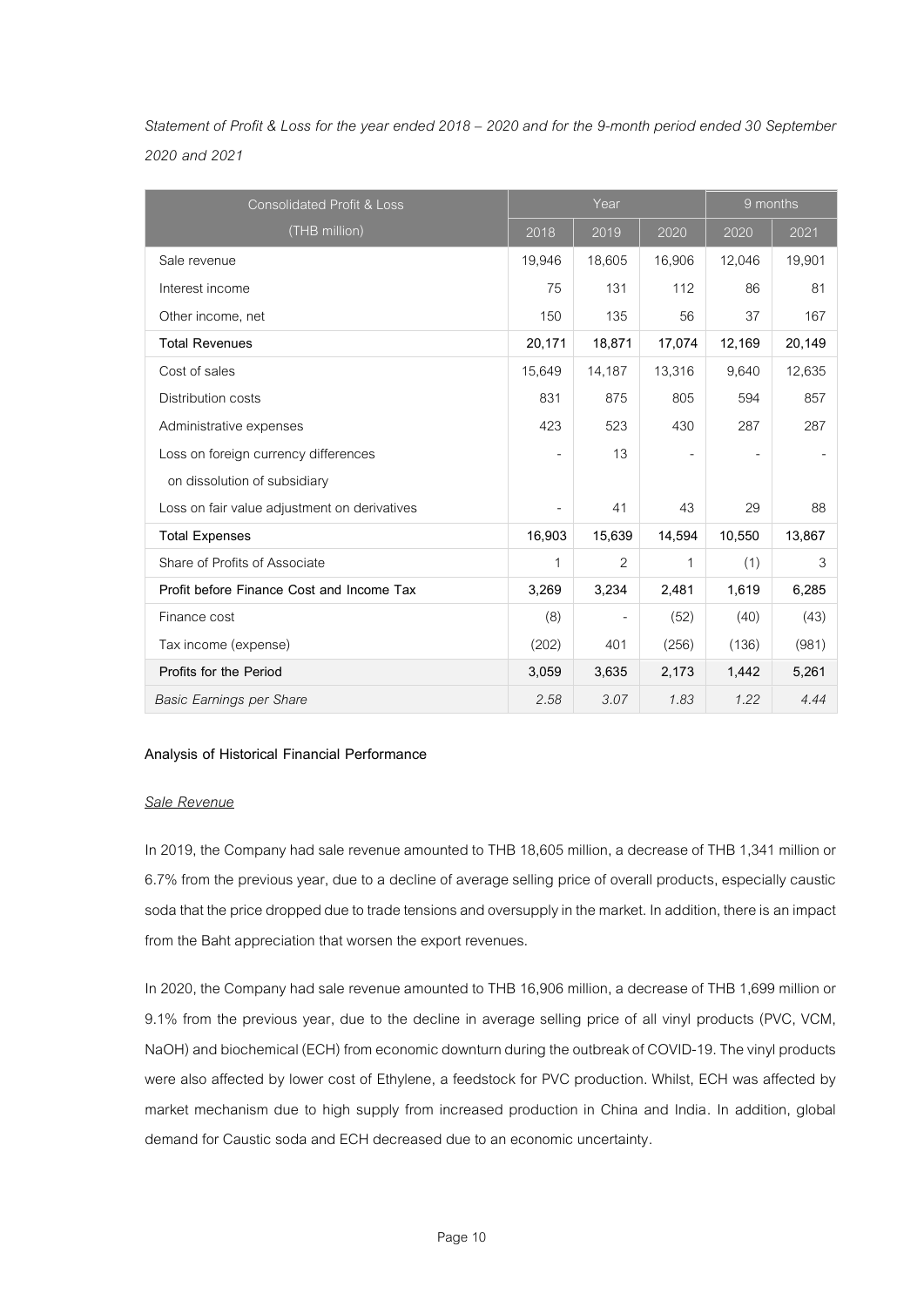*Statement of Profit & Loss for the year ended 2018 – 2020 and for the 9-month period ended 30 September 2020 and 2021*

| Consolidated Profit & Loss | Year | | | 9 months | |
|---|---|---|---|---|---|
| (THB million) | 2018 | 2019 | 2020 | 2020 | 2021 |
| Sale revenue | 19,946 | 18,605 | 16,906 | 12,046 | 19,901 |
| Interest income | 75 | 131 | 112 | 86 | 81 |
| Other income, net | 150 | 135 | 56 | 37 | 167 |
| **Total Revenues** | **20,171** | **18,871** | **17,074** | **12,169** | **20,149** |
| Cost of sales | 15,649 | 14,187 | 13,316 | 9,640 | 12,635 |
| Distribution costs | 831 | 875 | 805 | 594 | 857 |
| Administrative expenses | 423 | 523 | 430 | 287 | 287 |
| Loss on foreign currency differences on dissolution of subsidiary | - | 13 | - | - | - |
| Loss on fair value adjustment on derivatives | - | 41 | 43 | 29 | 88 |
| **Total Expenses** | **16,903** | **15,639** | **14,594** | **10,550** | **13,867** |
| Share of Profits of Associate | 1 | 2 | 1 | (1) | 3 |
| **Profit before Finance Cost and Income Tax** | **3,269** | **3,234** | **2,481** | **1,619** | **6,285** |
| Finance cost | (8) | - | (52) | (40) | (43) |
| Tax income (expense) | (202) | 401 | (256) | (136) | (981) |
| **Profits for the Period** | **3,059** | **3,635** | **2,173** | **1,442** | **5,261** |
| *Basic Earnings per Share* | *2.58* | *3.07* | *1.83* | *1.22* | *4.44* |

**Analysis of Historical Financial Performance**

*Sale Revenue*

In 2019, the Company had sale revenue amounted to THB 18,605 million, a decrease of THB 1,341 million or 6.7% from the previous year, due to a decline of average selling price of overall products, especially caustic soda that the price dropped due to trade tensions and oversupply in the market. In addition, there is an impact from the Baht appreciation that worsen the export revenues.

In 2020, the Company had sale revenue amounted to THB 16,906 million, a decrease of THB 1,699 million or 9.1% from the previous year, due to the decline in average selling price of all vinyl products (PVC, VCM, NaOH) and biochemical (ECH) from economic downturn during the outbreak of COVID-19. The vinyl products were also affected by lower cost of Ethylene, a feedstock for PVC production. Whilst, ECH was affected by market mechanism due to high supply from increased production in China and India. In addition, global demand for Caustic soda and ECH decreased due to an economic uncertainty.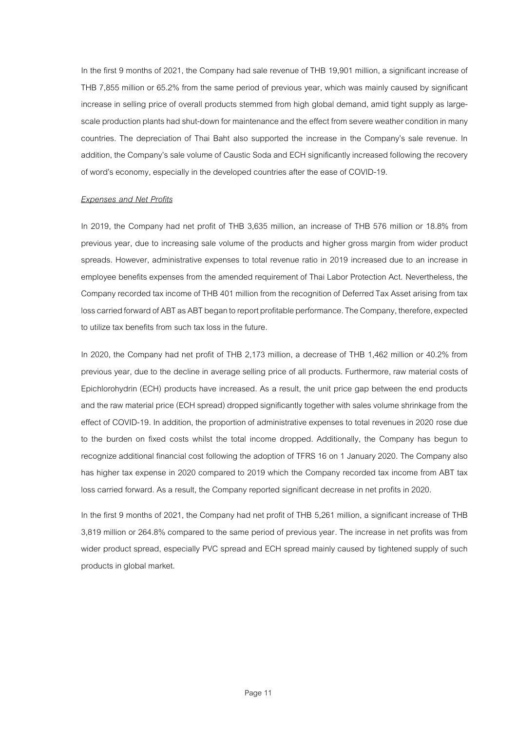In the first 9 months of 2021, the Company had sale revenue of THB 19,901 million, a significant increase of THB 7,855 million or 65.2% from the same period of previous year, which was mainly caused by significant increase in selling price of overall products stemmed from high global demand, amid tight supply as large-scale production plants had shut-down for maintenance and the effect from severe weather condition in many countries. The depreciation of Thai Baht also supported the increase in the Company's sale revenue. In addition, the Company's sale volume of Caustic Soda and ECH significantly increased following the recovery of word's economy, especially in the developed countries after the ease of COVID-19.

*Expenses and Net Profits*

In 2019, the Company had net profit of THB 3,635 million, an increase of THB 576 million or 18.8% from previous year, due to increasing sale volume of the products and higher gross margin from wider product spreads. However, administrative expenses to total revenue ratio in 2019 increased due to an increase in employee benefits expenses from the amended requirement of Thai Labor Protection Act. Nevertheless, the Company recorded tax income of THB 401 million from the recognition of Deferred Tax Asset arising from tax loss carried forward of ABT as ABT began to report profitable performance. The Company, therefore, expected to utilize tax benefits from such tax loss in the future.

In 2020, the Company had net profit of THB 2,173 million, a decrease of THB 1,462 million or 40.2% from previous year, due to the decline in average selling price of all products. Furthermore, raw material costs of Epichlorohydrin (ECH) products have increased. As a result, the unit price gap between the end products and the raw material price (ECH spread) dropped significantly together with sales volume shrinkage from the effect of COVID-19. In addition, the proportion of administrative expenses to total revenues in 2020 rose due to the burden on fixed costs whilst the total income dropped. Additionally, the Company has begun to recognize additional financial cost following the adoption of TFRS 16 on 1 January 2020. The Company also has higher tax expense in 2020 compared to 2019 which the Company recorded tax income from ABT tax loss carried forward. As a result, the Company reported significant decrease in net profits in 2020.

In the first 9 months of 2021, the Company had net profit of THB 5,261 million, a significant increase of THB 3,819 million or 264.8% compared to the same period of previous year. The increase in net profits was from wider product spread, especially PVC spread and ECH spread mainly caused by tightened supply of such products in global market.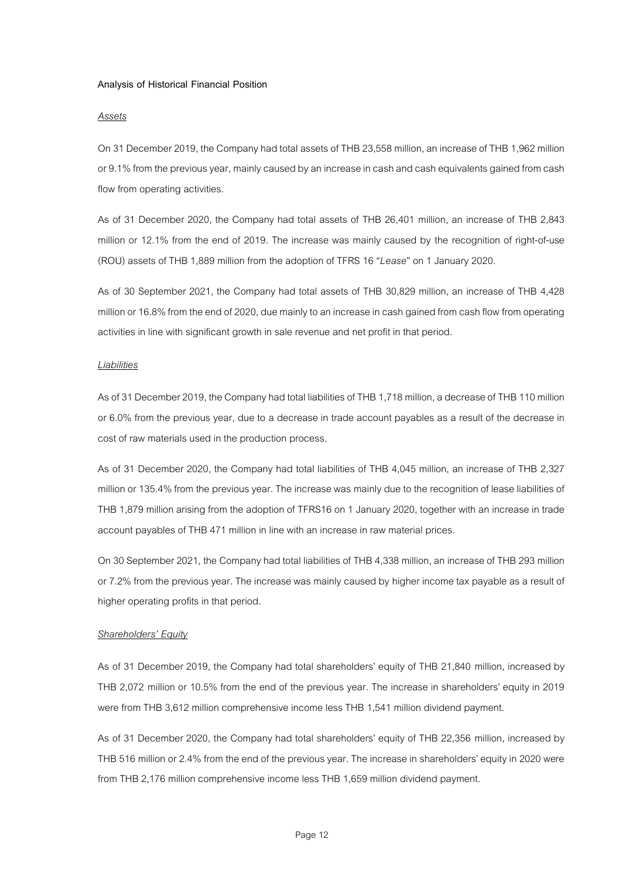**Analysis of Historical Financial Position**

*Assets*

On 31 December 2019, the Company had total assets of THB 23,558 million, an increase of THB 1,962 million or 9.1% from the previous year, mainly caused by an increase in cash and cash equivalents gained from cash flow from operating activities.

As of 31 December 2020, the Company had total assets of THB 26,401 million, an increase of THB 2,843 million or 12.1% from the end of 2019. The increase was mainly caused by the recognition of right-of-use (ROU) assets of THB 1,889 million from the adoption of TFRS 16 "*Lease*" on 1 January 2020.

As of 30 September 2021, the Company had total assets of THB 30,829 million, an increase of THB 4,428 million or 16.8% from the end of 2020, due mainly to an increase in cash gained from cash flow from operating activities in line with significant growth in sale revenue and net profit in that period.

*Liabilities*

As of 31 December 2019, the Company had total liabilities of THB 1,718 million, a decrease of THB 110 million or 6.0% from the previous year, due to a decrease in trade account payables as a result of the decrease in cost of raw materials used in the production process.

As of 31 December 2020, the Company had total liabilities of THB 4,045 million, an increase of THB 2,327 million or 135.4% from the previous year. The increase was mainly due to the recognition of lease liabilities of THB 1,879 million arising from the adoption of TFRS16 on 1 January 2020, together with an increase in trade account payables of THB 471 million in line with an increase in raw material prices.

On 30 September 2021, the Company had total liabilities of THB 4,338 million, an increase of THB 293 million or 7.2% from the previous year. The increase was mainly caused by higher income tax payable as a result of higher operating profits in that period.

*Shareholders' Equity*

As of 31 December 2019, the Company had total shareholders' equity of THB 21,840 million, increased by THB 2,072 million or 10.5% from the end of the previous year. The increase in shareholders' equity in 2019 were from THB 3,612 million comprehensive income less THB 1,541 million dividend payment.

As of 31 December 2020, the Company had total shareholders' equity of THB 22,356 million, increased by THB 516 million or 2.4% from the end of the previous year. The increase in shareholders' equity in 2020 were from THB 2,176 million comprehensive income less THB 1,659 million dividend payment.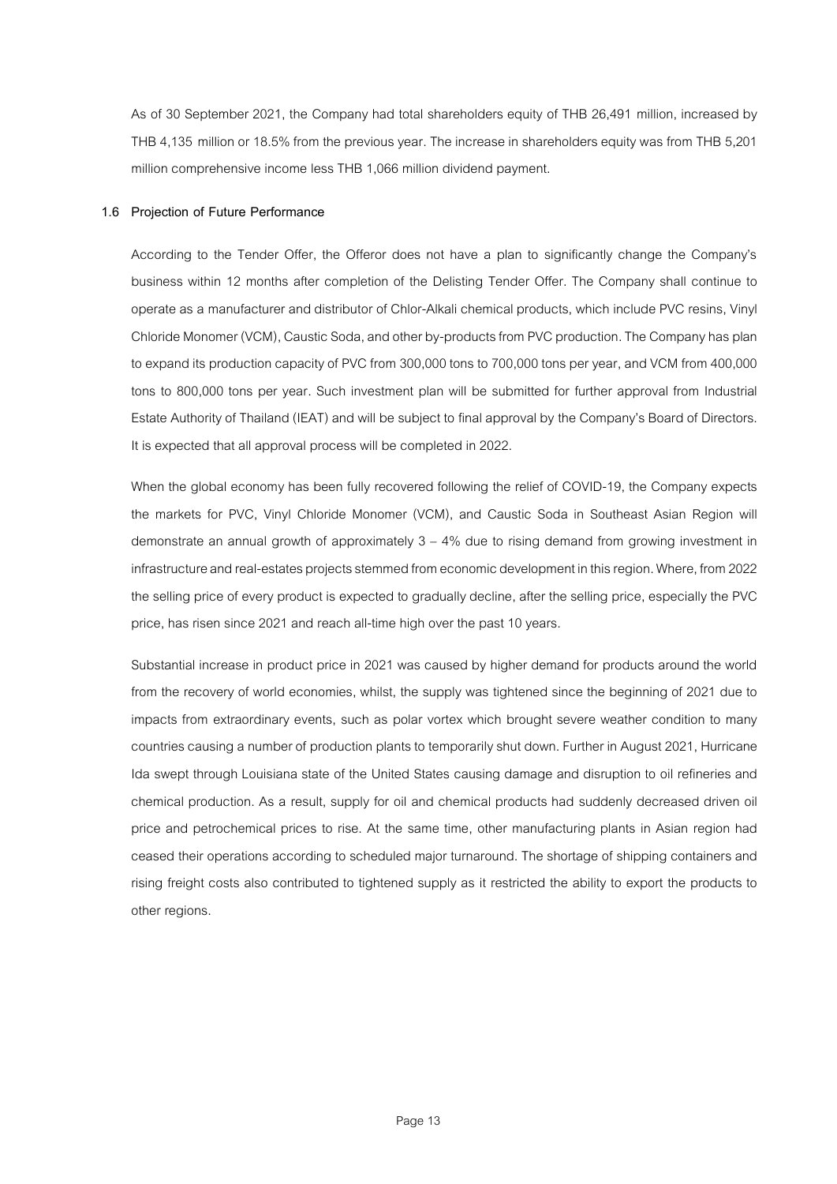As of 30 September 2021, the Company had total shareholders equity of THB 26,491 million, increased by THB 4,135 million or 18.5% from the previous year. The increase in shareholders equity was from THB 5,201 million comprehensive income less THB 1,066 million dividend payment.

### 1.6 Projection of Future Performance

According to the Tender Offer, the Offeror does not have a plan to significantly change the Company's business within 12 months after completion of the Delisting Tender Offer. The Company shall continue to operate as a manufacturer and distributor of Chlor-Alkali chemical products, which include PVC resins, Vinyl Chloride Monomer (VCM), Caustic Soda, and other by-products from PVC production. The Company has plan to expand its production capacity of PVC from 300,000 tons to 700,000 tons per year, and VCM from 400,000 tons to 800,000 tons per year. Such investment plan will be submitted for further approval from Industrial Estate Authority of Thailand (IEAT) and will be subject to final approval by the Company's Board of Directors. It is expected that all approval process will be completed in 2022.

When the global economy has been fully recovered following the relief of COVID-19, the Company expects the markets for PVC, Vinyl Chloride Monomer (VCM), and Caustic Soda in Southeast Asian Region will demonstrate an annual growth of approximately 3 – 4% due to rising demand from growing investment in infrastructure and real-estates projects stemmed from economic development in this region. Where, from 2022 the selling price of every product is expected to gradually decline, after the selling price, especially the PVC price, has risen since 2021 and reach all-time high over the past 10 years.

Substantial increase in product price in 2021 was caused by higher demand for products around the world from the recovery of world economies, whilst, the supply was tightened since the beginning of 2021 due to impacts from extraordinary events, such as polar vortex which brought severe weather condition to many countries causing a number of production plants to temporarily shut down. Further in August 2021, Hurricane Ida swept through Louisiana state of the United States causing damage and disruption to oil refineries and chemical production. As a result, supply for oil and chemical products had suddenly decreased driven oil price and petrochemical prices to rise. At the same time, other manufacturing plants in Asian region had ceased their operations according to scheduled major turnaround. The shortage of shipping containers and rising freight costs also contributed to tightened supply as it restricted the ability to export the products to other regions.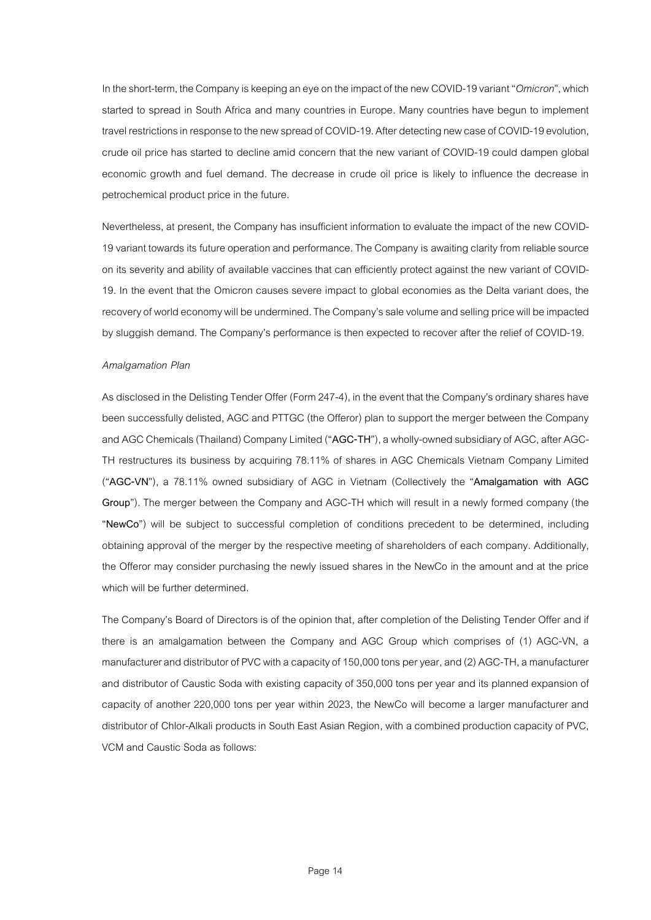In the short-term, the Company is keeping an eye on the impact of the new COVID-19 variant "*Omicron*", which started to spread in South Africa and many countries in Europe. Many countries have begun to implement travel restrictions in response to the new spread of COVID-19. After detecting new case of COVID-19 evolution, crude oil price has started to decline amid concern that the new variant of COVID-19 could dampen global economic growth and fuel demand. The decrease in crude oil price is likely to influence the decrease in petrochemical product price in the future.

Nevertheless, at present, the Company has insufficient information to evaluate the impact of the new COVID-19 variant towards its future operation and performance. The Company is awaiting clarity from reliable source on its severity and ability of available vaccines that can efficiently protect against the new variant of COVID-19. In the event that the Omicron causes severe impact to global economies as the Delta variant does, the recovery of world economy will be undermined. The Company's sale volume and selling price will be impacted by sluggish demand. The Company's performance is then expected to recover after the relief of COVID-19.

*Amalgamation Plan*

As disclosed in the Delisting Tender Offer (Form 247-4), in the event that the Company's ordinary shares have been successfully delisted, AGC and PTTGC (the Offeror) plan to support the merger between the Company and AGC Chemicals (Thailand) Company Limited ("**AGC-TH**"), a wholly-owned subsidiary of AGC, after AGC-TH restructures its business by acquiring 78.11% of shares in AGC Chemicals Vietnam Company Limited ("**AGC-VN**"), a 78.11% owned subsidiary of AGC in Vietnam (Collectively the "**Amalgamation with AGC Group**"). The merger between the Company and AGC-TH which will result in a newly formed company (the "**NewCo**") will be subject to successful completion of conditions precedent to be determined, including obtaining approval of the merger by the respective meeting of shareholders of each company. Additionally, the Offeror may consider purchasing the newly issued shares in the NewCo in the amount and at the price which will be further determined.

The Company's Board of Directors is of the opinion that, after completion of the Delisting Tender Offer and if there is an amalgamation between the Company and AGC Group which comprises of (1) AGC-VN, a manufacturer and distributor of PVC with a capacity of 150,000 tons per year, and (2) AGC-TH, a manufacturer and distributor of Caustic Soda with existing capacity of 350,000 tons per year and its planned expansion of capacity of another 220,000 tons per year within 2023, the NewCo will become a larger manufacturer and distributor of Chlor-Alkali products in South East Asian Region, with a combined production capacity of PVC, VCM and Caustic Soda as follows: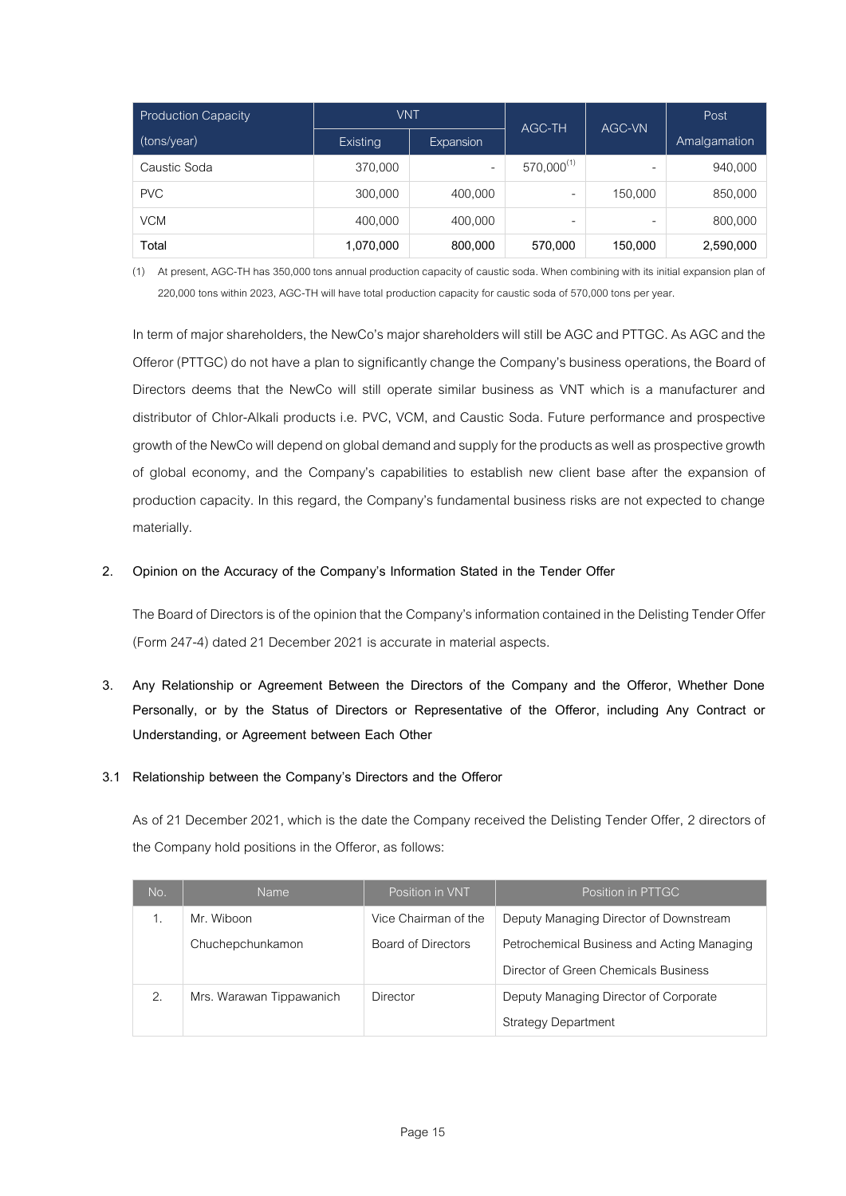| Production Capacity (tons/year) | VNT | | AGC-TH | AGC-VN | Post Amalgamation |
|---|---|---|---|---|---|
| | Existing | Expansion | | | |
| Caustic Soda | 370,000 | - | 570,000[(1)] | - | 940,000 |
| PVC | 300,000 | 400,000 | - | 150,000 | 850,000 |
| VCM | 400,000 | 400,000 | - | - | 800,000 |
| **Total** | **1,070,000** | **800,000** | **570,000** | **150,000** | **2,590,000** |

(1) At present, AGC-TH has 350,000 tons annual production capacity of caustic soda. When combining with its initial expansion plan of 220,000 tons within 2023, AGC-TH will have total production capacity for caustic soda of 570,000 tons per year.

In term of major shareholders, the NewCo's major shareholders will still be AGC and PTTGC. As AGC and the Offeror (PTTGC) do not have a plan to significantly change the Company's business operations, the Board of Directors deems that the NewCo will still operate similar business as VNT which is a manufacturer and distributor of Chlor-Alkali products i.e. PVC, VCM, and Caustic Soda. Future performance and prospective growth of the NewCo will depend on global demand and supply for the products as well as prospective growth of global economy, and the Company's capabilities to establish new client base after the expansion of production capacity. In this regard, the Company's fundamental business risks are not expected to change materially.

## 2. Opinion on the Accuracy of the Company's Information Stated in the Tender Offer

The Board of Directors is of the opinion that the Company's information contained in the Delisting Tender Offer (Form 247-4) dated 21 December 2021 is accurate in material aspects.

## 3. Any Relationship or Agreement Between the Directors of the Company and the Offeror, Whether Done Personally, or by the Status of Directors or Representative of the Offeror, including Any Contract or Understanding, or Agreement between Each Other

### 3.1 Relationship between the Company's Directors and the Offeror

As of 21 December 2021, which is the date the Company received the Delisting Tender Offer, 2 directors of the Company hold positions in the Offeror, as follows:

| No. | Name | Position in VNT | Position in PTTGC |
|---|---|---|---|
| 1. | Mr. Wiboon Chuchepchunkamon | Vice Chairman of the Board of Directors | Deputy Managing Director of Downstream Petrochemical Business and Acting Managing Director of Green Chemicals Business |
| 2. | Mrs. Warawan Tippawanich | Director | Deputy Managing Director of Corporate Strategy Department |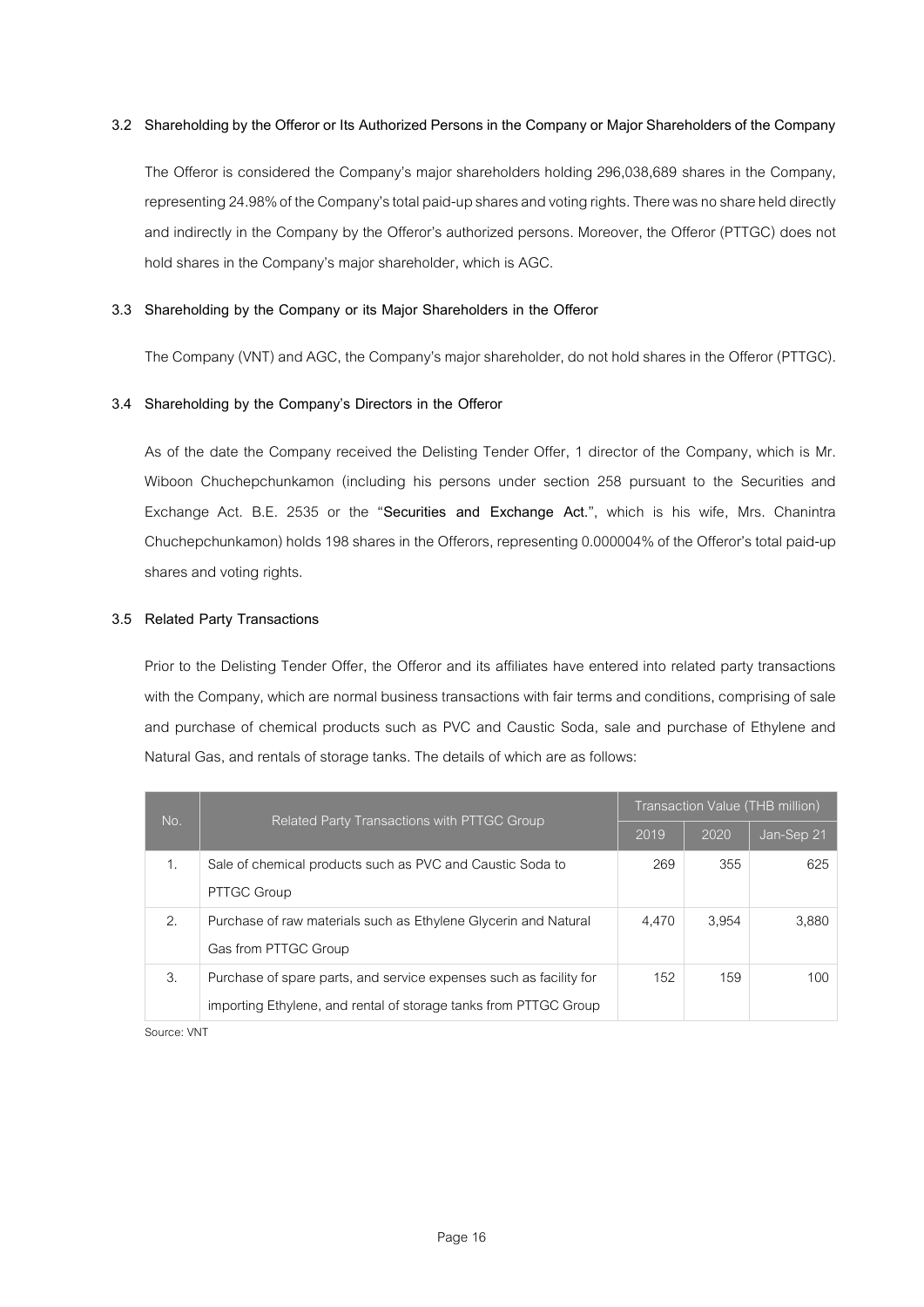### 3.2 Shareholding by the Offeror or Its Authorized Persons in the Company or Major Shareholders of the Company

The Offeror is considered the Company's major shareholders holding 296,038,689 shares in the Company, representing 24.98% of the Company's total paid-up shares and voting rights. There was no share held directly and indirectly in the Company by the Offeror's authorized persons. Moreover, the Offeror (PTTGC) does not hold shares in the Company's major shareholder, which is AGC.

### 3.3 Shareholding by the Company or its Major Shareholders in the Offeror

The Company (VNT) and AGC, the Company's major shareholder, do not hold shares in the Offeror (PTTGC).

### 3.4 Shareholding by the Company's Directors in the Offeror

As of the date the Company received the Delisting Tender Offer, 1 director of the Company, which is Mr. Wiboon Chuchepchunkamon (including his persons under section 258 pursuant to the Securities and Exchange Act. B.E. 2535 or the "**Securities and Exchange Act.**", which is his wife, Mrs. Chanintra Chuchepchunkamon) holds 198 shares in the Offerors, representing 0.000004% of the Offeror's total paid-up shares and voting rights.

### 3.5 Related Party Transactions

Prior to the Delisting Tender Offer, the Offeror and its affiliates have entered into related party transactions with the Company, which are normal business transactions with fair terms and conditions, comprising of sale and purchase of chemical products such as PVC and Caustic Soda, sale and purchase of Ethylene and Natural Gas, and rentals of storage tanks. The details of which are as follows:

| No. | Related Party Transactions with PTTGC Group | Transaction Value (THB million) | | |
|---|---|---|---|---|
| | | 2019 | 2020 | Jan-Sep 21 |
| 1. | Sale of chemical products such as PVC and Caustic Soda to PTTGC Group | 269 | 355 | 625 |
| 2. | Purchase of raw materials such as Ethylene Glycerin and Natural Gas from PTTGC Group | 4,470 | 3,954 | 3,880 |
| 3. | Purchase of spare parts, and service expenses such as facility for importing Ethylene, and rental of storage tanks from PTTGC Group | 152 | 159 | 100 |

Source: VNT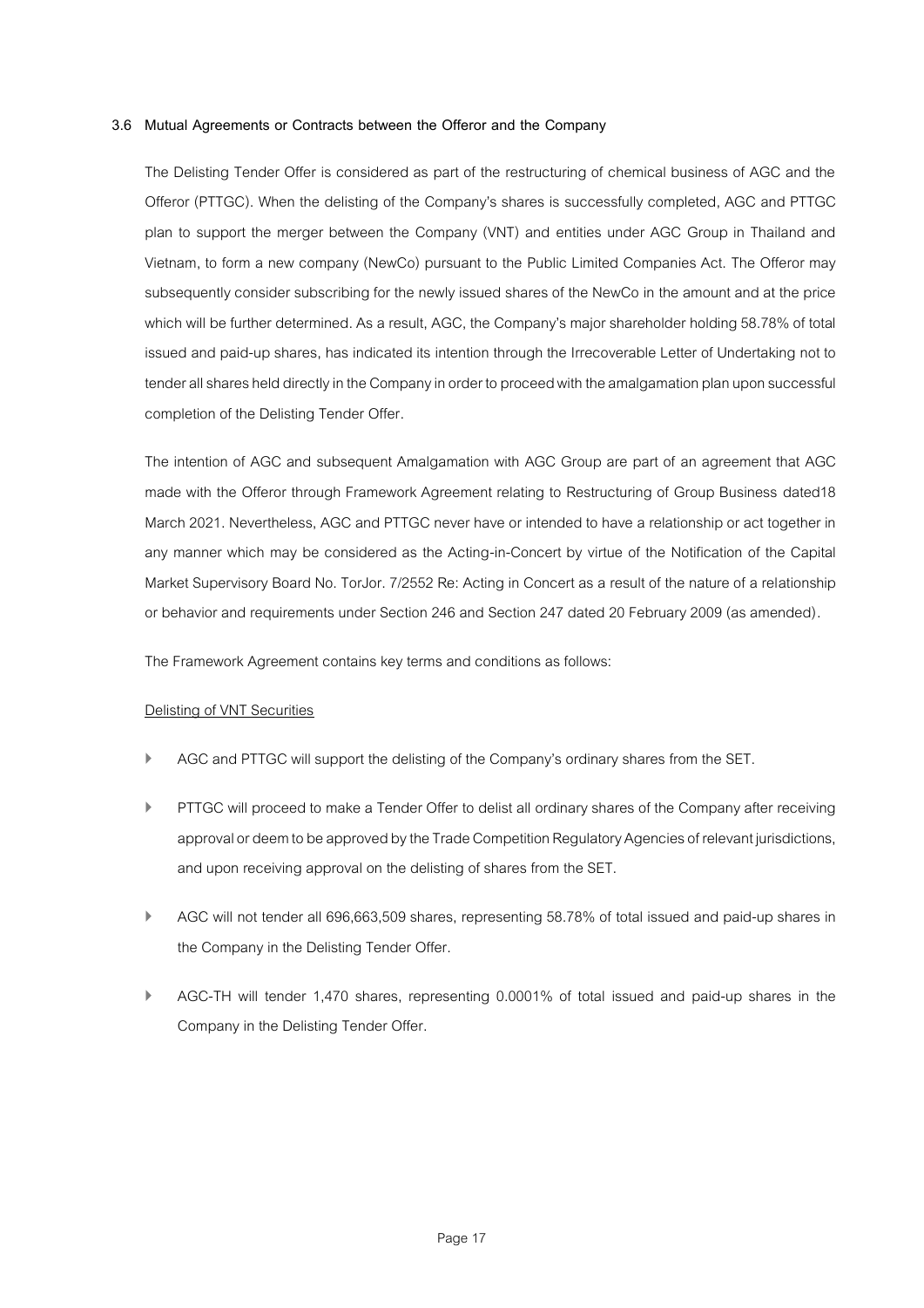### 3.6 Mutual Agreements or Contracts between the Offeror and the Company

The Delisting Tender Offer is considered as part of the restructuring of chemical business of AGC and the Offeror (PTTGC). When the delisting of the Company's shares is successfully completed, AGC and PTTGC plan to support the merger between the Company (VNT) and entities under AGC Group in Thailand and Vietnam, to form a new company (NewCo) pursuant to the Public Limited Companies Act. The Offeror may subsequently consider subscribing for the newly issued shares of the NewCo in the amount and at the price which will be further determined. As a result, AGC, the Company's major shareholder holding 58.78% of total issued and paid-up shares, has indicated its intention through the Irrecoverable Letter of Undertaking not to tender all shares held directly in the Company in order to proceed with the amalgamation plan upon successful completion of the Delisting Tender Offer.

The intention of AGC and subsequent Amalgamation with AGC Group are part of an agreement that AGC made with the Offeror through Framework Agreement relating to Restructuring of Group Business dated18 March 2021. Nevertheless, AGC and PTTGC never have or intended to have a relationship or act together in any manner which may be considered as the Acting-in-Concert by virtue of the Notification of the Capital Market Supervisory Board No. TorJor. 7/2552 Re: Acting in Concert as a result of the nature of a relationship or behavior and requirements under Section 246 and Section 247 dated 20 February 2009 (as amended).

The Framework Agreement contains key terms and conditions as follows:

Delisting of VNT Securities

- AGC and PTTGC will support the delisting of the Company's ordinary shares from the SET.
- PTTGC will proceed to make a Tender Offer to delist all ordinary shares of the Company after receiving approval or deem to be approved by the Trade Competition Regulatory Agencies of relevant jurisdictions, and upon receiving approval on the delisting of shares from the SET.
- AGC will not tender all 696,663,509 shares, representing 58.78% of total issued and paid-up shares in the Company in the Delisting Tender Offer.
- AGC-TH will tender 1,470 shares, representing 0.0001% of total issued and paid-up shares in the Company in the Delisting Tender Offer.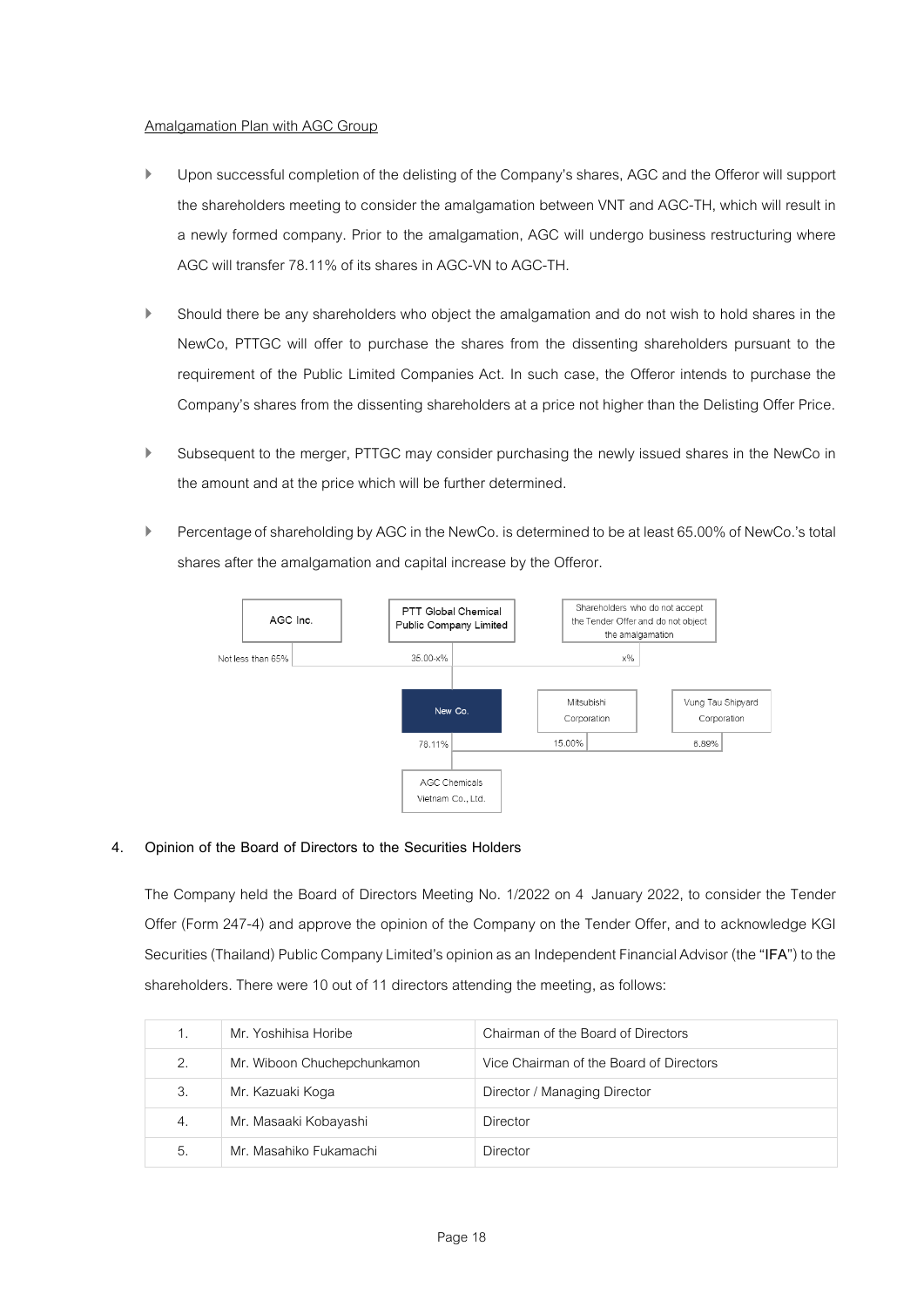Amalgamation Plan with AGC Group

- Upon successful completion of the delisting of the Company's shares, AGC and the Offeror will support the shareholders meeting to consider the amalgamation between VNT and AGC-TH, which will result in a newly formed company. Prior to the amalgamation, AGC will undergo business restructuring where AGC will transfer 78.11% of its shares in AGC-VN to AGC-TH.
- Should there be any shareholders who object the amalgamation and do not wish to hold shares in the NewCo, PTTGC will offer to purchase the shares from the dissenting shareholders pursuant to the requirement of the Public Limited Companies Act. In such case, the Offeror intends to purchase the Company's shares from the dissenting shareholders at a price not higher than the Delisting Offer Price.
- Subsequent to the merger, PTTGC may consider purchasing the newly issued shares in the NewCo in the amount and at the price which will be further determined.
- Percentage of shareholding by AGC in the NewCo. is determined to be at least 65.00% of NewCo.'s total shares after the amalgamation and capital increase by the Offeror.

AGC Inc. — Not less than 65%

PTT Global Chemical Public Company Limited — 35.00-x%

Shareholders who do not accept the Tender Offer and do not object the amalgamation — x%

New Co.

New Co. — 78.11%; Mitsubishi Corporation — 15.00%; Vung Tau Shipyard Corporation — 6.89%

AGC Chemicals Vietnam Co., Ltd.

## 4. Opinion of the Board of Directors to the Securities Holders

The Company held the Board of Directors Meeting No. 1/2022 on 4 January 2022, to consider the Tender Offer (Form 247-4) and approve the opinion of the Company on the Tender Offer, and to acknowledge KGI Securities (Thailand) Public Company Limited's opinion as an Independent Financial Advisor (the "**IFA**") to the shareholders. There were 10 out of 11 directors attending the meeting, as follows:

| | | |
|---|---|---|
| 1. | Mr. Yoshihisa Horibe | Chairman of the Board of Directors |
| 2. | Mr. Wiboon Chuchepchunkamon | Vice Chairman of the Board of Directors |
| 3. | Mr. Kazuaki Koga | Director / Managing Director |
| 4. | Mr. Masaaki Kobayashi | Director |
| 5. | Mr. Masahiko Fukamachi | Director |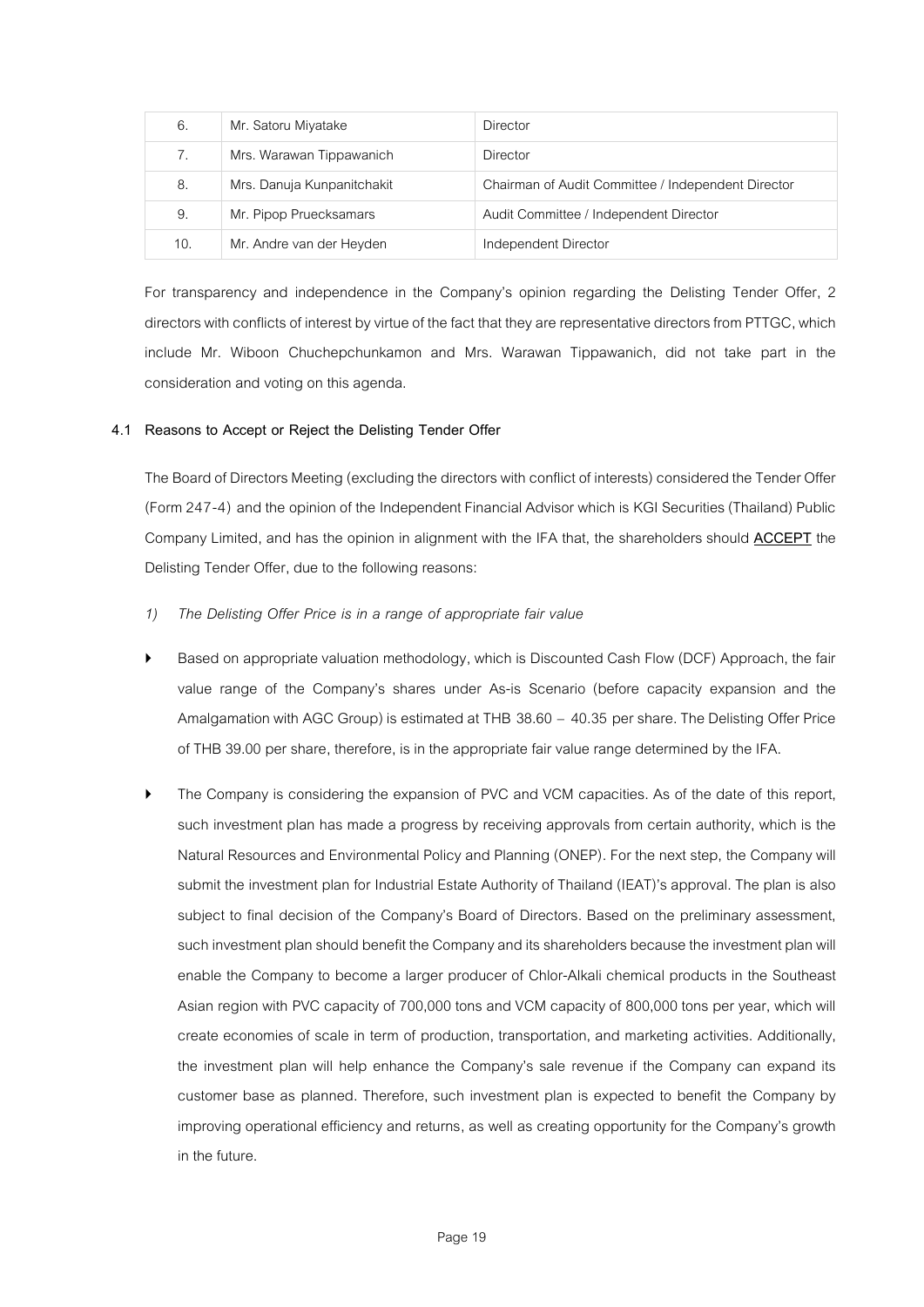| 6. | Mr. Satoru Miyatake | Director |
|---|---|---|
| 7. | Mrs. Warawan Tippawanich | Director |
| 8. | Mrs. Danuja Kunpanitchakit | Chairman of Audit Committee / Independent Director |
| 9. | Mr. Pipop Pruecksamars | Audit Committee / Independent Director |
| 10. | Mr. Andre van der Heyden | Independent Director |

For transparency and independence in the Company's opinion regarding the Delisting Tender Offer, 2 directors with conflicts of interest by virtue of the fact that they are representative directors from PTTGC, which include Mr. Wiboon Chuchepchunkamon and Mrs. Warawan Tippawanich, did not take part in the consideration and voting on this agenda.

### 4.1 Reasons to Accept or Reject the Delisting Tender Offer

The Board of Directors Meeting (excluding the directors with conflict of interests) considered the Tender Offer (Form 247-4) and the opinion of the Independent Financial Advisor which is KGI Securities (Thailand) Public Company Limited, and has the opinion in alignment with the IFA that, the shareholders should **ACCEPT** the Delisting Tender Offer, due to the following reasons:

*1) The Delisting Offer Price is in a range of appropriate fair value*

- Based on appropriate valuation methodology, which is Discounted Cash Flow (DCF) Approach, the fair value range of the Company's shares under As-is Scenario (before capacity expansion and the Amalgamation with AGC Group) is estimated at THB 38.60 – 40.35 per share. The Delisting Offer Price of THB 39.00 per share, therefore, is in the appropriate fair value range determined by the IFA.
- The Company is considering the expansion of PVC and VCM capacities. As of the date of this report, such investment plan has made a progress by receiving approvals from certain authority, which is the Natural Resources and Environmental Policy and Planning (ONEP). For the next step, the Company will submit the investment plan for Industrial Estate Authority of Thailand (IEAT)'s approval. The plan is also subject to final decision of the Company's Board of Directors. Based on the preliminary assessment, such investment plan should benefit the Company and its shareholders because the investment plan will enable the Company to become a larger producer of Chlor-Alkali chemical products in the Southeast Asian region with PVC capacity of 700,000 tons and VCM capacity of 800,000 tons per year, which will create economies of scale in term of production, transportation, and marketing activities. Additionally, the investment plan will help enhance the Company's sale revenue if the Company can expand its customer base as planned. Therefore, such investment plan is expected to benefit the Company by improving operational efficiency and returns, as well as creating opportunity for the Company's growth in the future.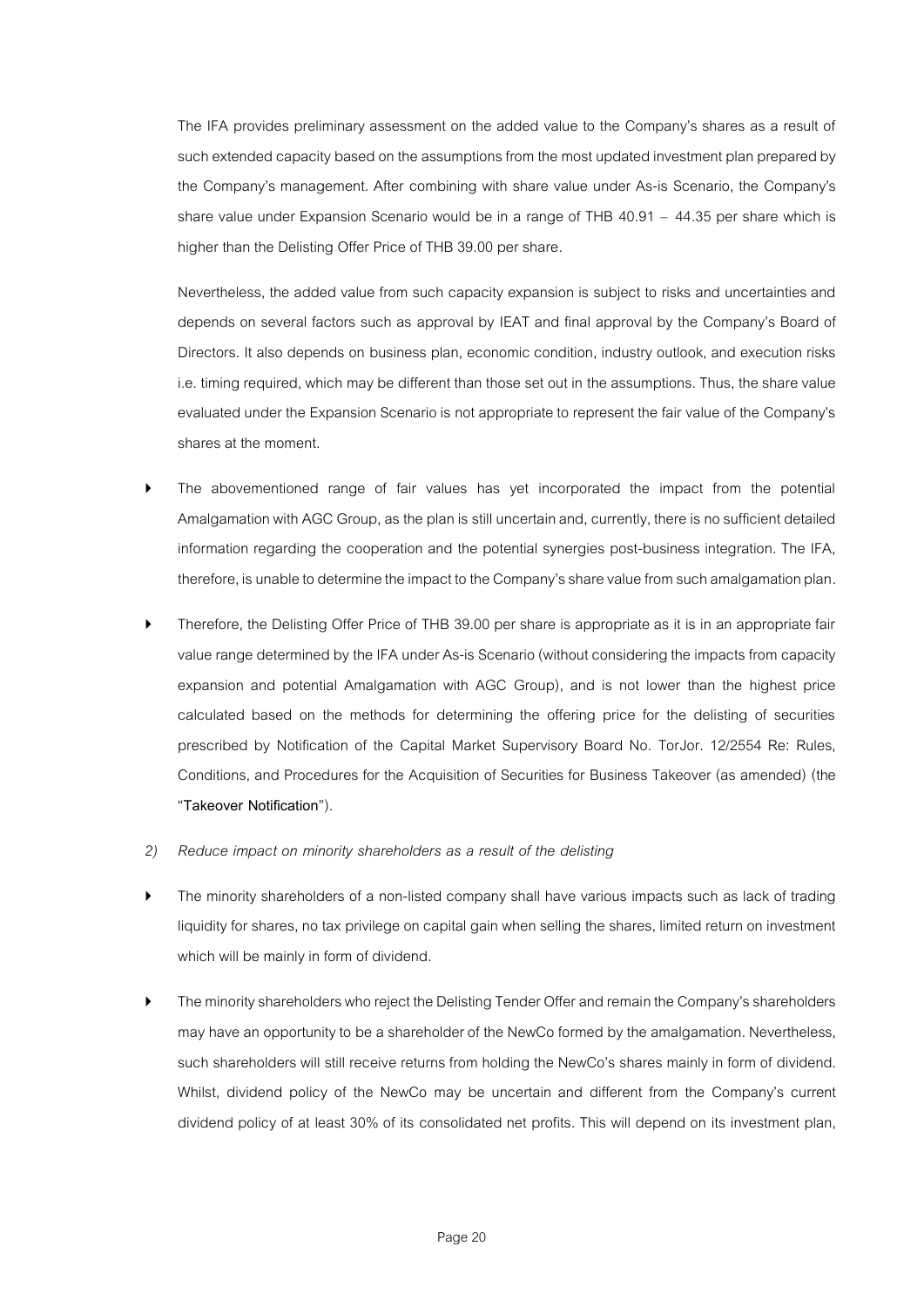The IFA provides preliminary assessment on the added value to the Company's shares as a result of such extended capacity based on the assumptions from the most updated investment plan prepared by the Company's management. After combining with share value under As-is Scenario, the Company's share value under Expansion Scenario would be in a range of THB 40.91 – 44.35 per share which is higher than the Delisting Offer Price of THB 39.00 per share.

Nevertheless, the added value from such capacity expansion is subject to risks and uncertainties and depends on several factors such as approval by IEAT and final approval by the Company's Board of Directors. It also depends on business plan, economic condition, industry outlook, and execution risks i.e. timing required, which may be different than those set out in the assumptions. Thus, the share value evaluated under the Expansion Scenario is not appropriate to represent the fair value of the Company's shares at the moment.

- The abovementioned range of fair values has yet incorporated the impact from the potential Amalgamation with AGC Group, as the plan is still uncertain and, currently, there is no sufficient detailed information regarding the cooperation and the potential synergies post-business integration. The IFA, therefore, is unable to determine the impact to the Company's share value from such amalgamation plan.
- Therefore, the Delisting Offer Price of THB 39.00 per share is appropriate as it is in an appropriate fair value range determined by the IFA under As-is Scenario (without considering the impacts from capacity expansion and potential Amalgamation with AGC Group), and is not lower than the highest price calculated based on the methods for determining the offering price for the delisting of securities prescribed by Notification of the Capital Market Supervisory Board No. TorJor. 12/2554 Re: Rules, Conditions, and Procedures for the Acquisition of Securities for Business Takeover (as amended) (the "**Takeover Notification**").

*2) Reduce impact on minority shareholders as a result of the delisting*

- The minority shareholders of a non-listed company shall have various impacts such as lack of trading liquidity for shares, no tax privilege on capital gain when selling the shares, limited return on investment which will be mainly in form of dividend.
- The minority shareholders who reject the Delisting Tender Offer and remain the Company's shareholders may have an opportunity to be a shareholder of the NewCo formed by the amalgamation. Nevertheless, such shareholders will still receive returns from holding the NewCo's shares mainly in form of dividend. Whilst, dividend policy of the NewCo may be uncertain and different from the Company's current dividend policy of at least 30% of its consolidated net profits. This will depend on its investment plan,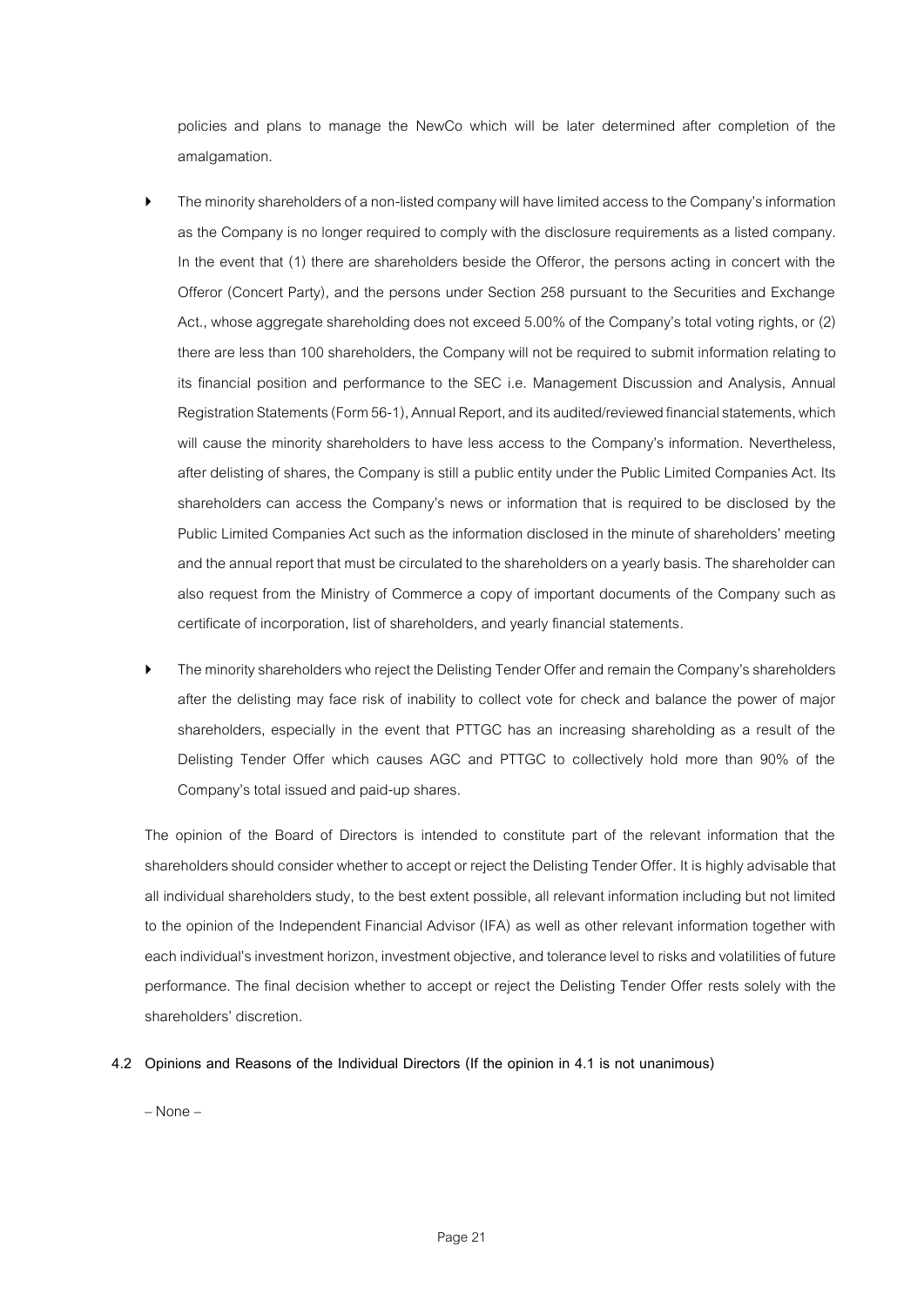policies and plans to manage the NewCo which will be later determined after completion of the amalgamation.

- The minority shareholders of a non-listed company will have limited access to the Company's information as the Company is no longer required to comply with the disclosure requirements as a listed company. In the event that (1) there are shareholders beside the Offeror, the persons acting in concert with the Offeror (Concert Party), and the persons under Section 258 pursuant to the Securities and Exchange Act., whose aggregate shareholding does not exceed 5.00% of the Company's total voting rights, or (2) there are less than 100 shareholders, the Company will not be required to submit information relating to its financial position and performance to the SEC i.e. Management Discussion and Analysis, Annual Registration Statements (Form 56-1), Annual Report, and its audited/reviewed financial statements, which will cause the minority shareholders to have less access to the Company's information. Nevertheless, after delisting of shares, the Company is still a public entity under the Public Limited Companies Act. Its shareholders can access the Company's news or information that is required to be disclosed by the Public Limited Companies Act such as the information disclosed in the minute of shareholders' meeting and the annual report that must be circulated to the shareholders on a yearly basis. The shareholder can also request from the Ministry of Commerce a copy of important documents of the Company such as certificate of incorporation, list of shareholders, and yearly financial statements.

- The minority shareholders who reject the Delisting Tender Offer and remain the Company's shareholders after the delisting may face risk of inability to collect vote for check and balance the power of major shareholders, especially in the event that PTTGC has an increasing shareholding as a result of the Delisting Tender Offer which causes AGC and PTTGC to collectively hold more than 90% of the Company's total issued and paid-up shares.

The opinion of the Board of Directors is intended to constitute part of the relevant information that the shareholders should consider whether to accept or reject the Delisting Tender Offer. It is highly advisable that all individual shareholders study, to the best extent possible, all relevant information including but not limited to the opinion of the Independent Financial Advisor (IFA) as well as other relevant information together with each individual's investment horizon, investment objective, and tolerance level to risks and volatilities of future performance. The final decision whether to accept or reject the Delisting Tender Offer rests solely with the shareholders' discretion.

**4.2 Opinions and Reasons of the Individual Directors (If the opinion in 4.1 is not unanimous)**

– None –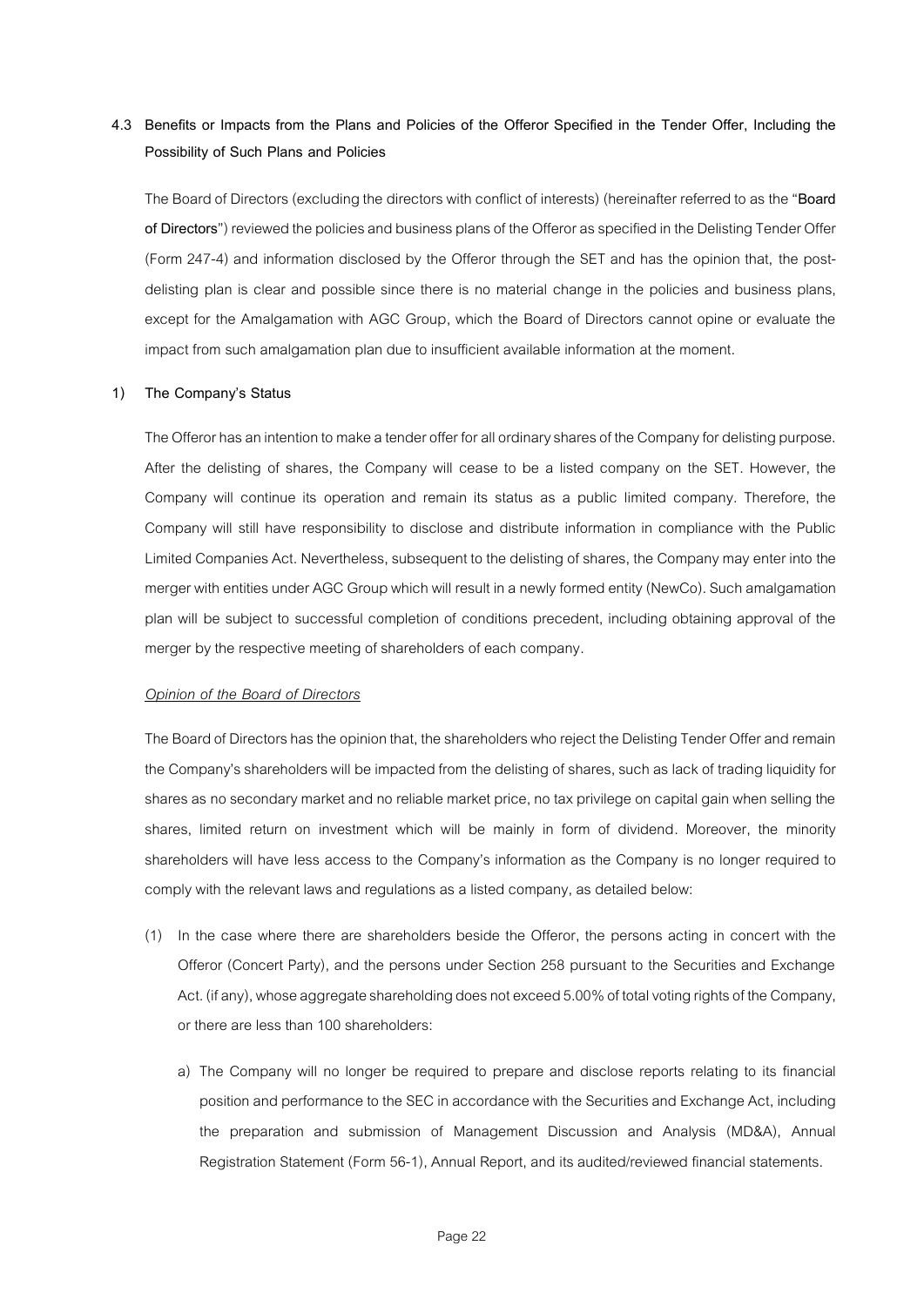### 4.3 Benefits or Impacts from the Plans and Policies of the Offeror Specified in the Tender Offer, Including the Possibility of Such Plans and Policies

The Board of Directors (excluding the directors with conflict of interests) (hereinafter referred to as the "**Board of Directors**") reviewed the policies and business plans of the Offeror as specified in the Delisting Tender Offer (Form 247-4) and information disclosed by the Offeror through the SET and has the opinion that, the post-delisting plan is clear and possible since there is no material change in the policies and business plans, except for the Amalgamation with AGC Group, which the Board of Directors cannot opine or evaluate the impact from such amalgamation plan due to insufficient available information at the moment.

#### 1) The Company's Status

The Offeror has an intention to make a tender offer for all ordinary shares of the Company for delisting purpose. After the delisting of shares, the Company will cease to be a listed company on the SET. However, the Company will continue its operation and remain its status as a public limited company. Therefore, the Company will still have responsibility to disclose and distribute information in compliance with the Public Limited Companies Act. Nevertheless, subsequent to the delisting of shares, the Company may enter into the merger with entities under AGC Group which will result in a newly formed entity (NewCo). Such amalgamation plan will be subject to successful completion of conditions precedent, including obtaining approval of the merger by the respective meeting of shareholders of each company.

*Opinion of the Board of Directors*

The Board of Directors has the opinion that, the shareholders who reject the Delisting Tender Offer and remain the Company's shareholders will be impacted from the delisting of shares, such as lack of trading liquidity for shares as no secondary market and no reliable market price, no tax privilege on capital gain when selling the shares, limited return on investment which will be mainly in form of dividend. Moreover, the minority shareholders will have less access to the Company's information as the Company is no longer required to comply with the relevant laws and regulations as a listed company, as detailed below:

(1) In the case where there are shareholders beside the Offeror, the persons acting in concert with the Offeror (Concert Party), and the persons under Section 258 pursuant to the Securities and Exchange Act. (if any), whose aggregate shareholding does not exceed 5.00% of total voting rights of the Company, or there are less than 100 shareholders:

   a) The Company will no longer be required to prepare and disclose reports relating to its financial position and performance to the SEC in accordance with the Securities and Exchange Act, including the preparation and submission of Management Discussion and Analysis (MD&A), Annual Registration Statement (Form 56-1), Annual Report, and its audited/reviewed financial statements.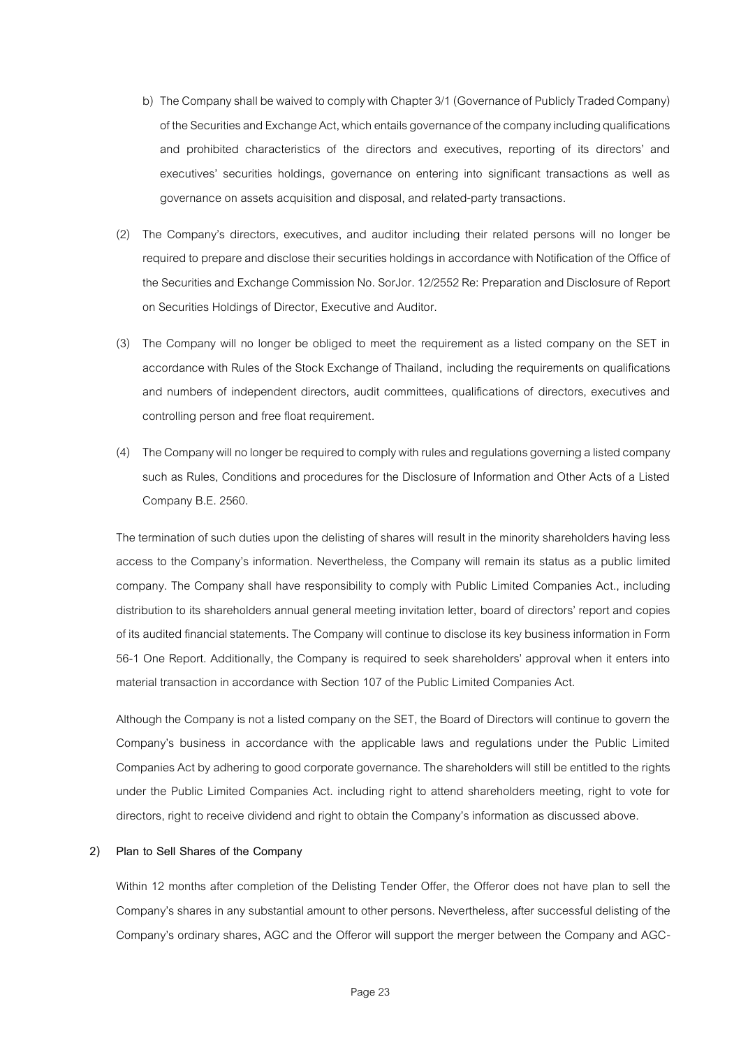b) The Company shall be waived to comply with Chapter 3/1 (Governance of Publicly Traded Company) of the Securities and Exchange Act, which entails governance of the company including qualifications and prohibited characteristics of the directors and executives, reporting of its directors' and executives' securities holdings, governance on entering into significant transactions as well as governance on assets acquisition and disposal, and related-party transactions.

(2) The Company's directors, executives, and auditor including their related persons will no longer be required to prepare and disclose their securities holdings in accordance with Notification of the Office of the Securities and Exchange Commission No. SorJor. 12/2552 Re: Preparation and Disclosure of Report on Securities Holdings of Director, Executive and Auditor.

(3) The Company will no longer be obliged to meet the requirement as a listed company on the SET in accordance with Rules of the Stock Exchange of Thailand, including the requirements on qualifications and numbers of independent directors, audit committees, qualifications of directors, executives and controlling person and free float requirement.

(4) The Company will no longer be required to comply with rules and regulations governing a listed company such as Rules, Conditions and procedures for the Disclosure of Information and Other Acts of a Listed Company B.E. 2560.

The termination of such duties upon the delisting of shares will result in the minority shareholders having less access to the Company's information. Nevertheless, the Company will remain its status as a public limited company. The Company shall have responsibility to comply with Public Limited Companies Act., including distribution to its shareholders annual general meeting invitation letter, board of directors' report and copies of its audited financial statements. The Company will continue to disclose its key business information in Form 56-1 One Report. Additionally, the Company is required to seek shareholders' approval when it enters into material transaction in accordance with Section 107 of the Public Limited Companies Act.

Although the Company is not a listed company on the SET, the Board of Directors will continue to govern the Company's business in accordance with the applicable laws and regulations under the Public Limited Companies Act by adhering to good corporate governance. The shareholders will still be entitled to the rights under the Public Limited Companies Act. including right to attend shareholders meeting, right to vote for directors, right to receive dividend and right to obtain the Company's information as discussed above.

**2) Plan to Sell Shares of the Company**

Within 12 months after completion of the Delisting Tender Offer, the Offeror does not have plan to sell the Company's shares in any substantial amount to other persons. Nevertheless, after successful delisting of the Company's ordinary shares, AGC and the Offeror will support the merger between the Company and AGC-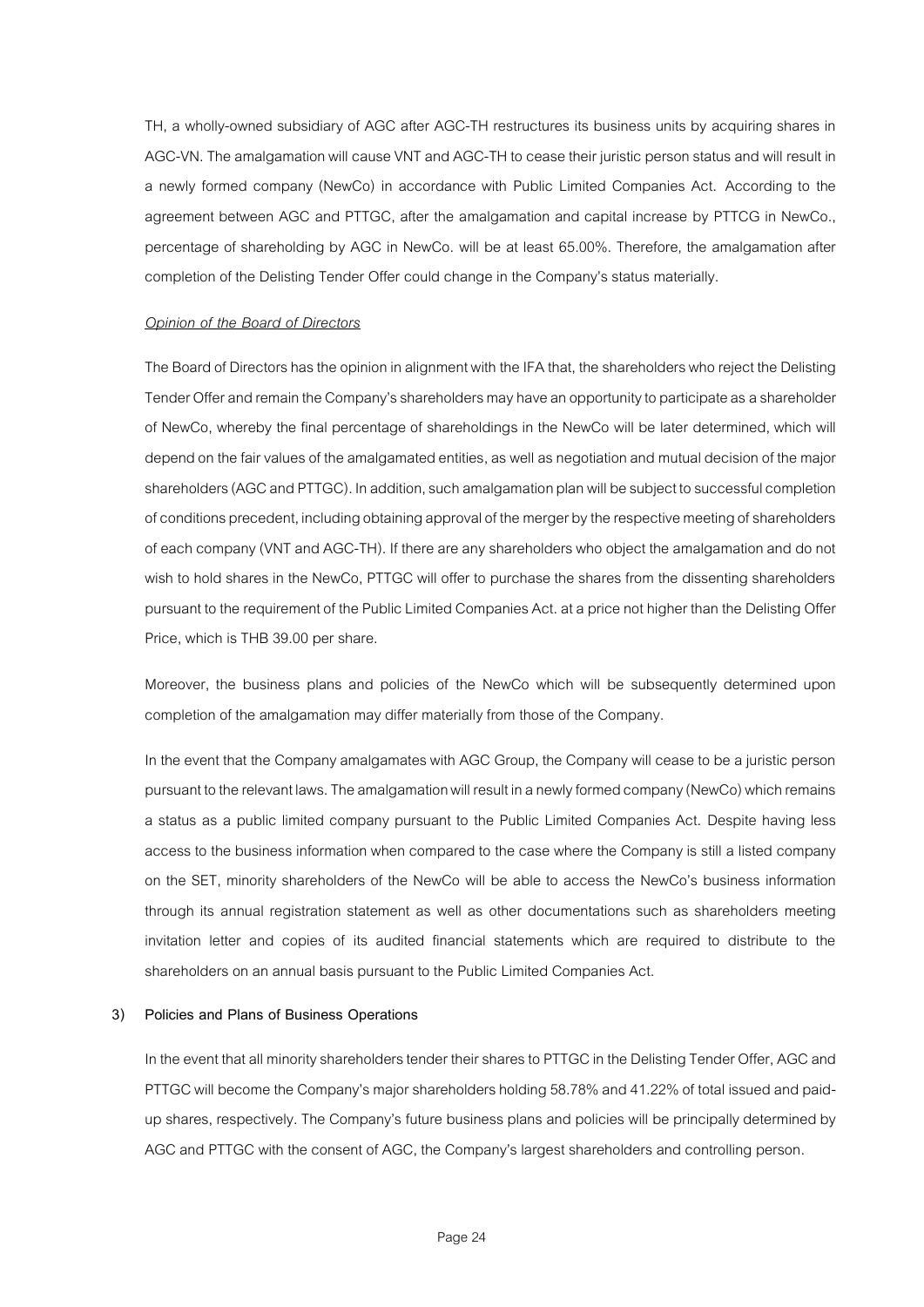TH, a wholly-owned subsidiary of AGC after AGC-TH restructures its business units by acquiring shares in AGC-VN. The amalgamation will cause VNT and AGC-TH to cease their juristic person status and will result in a newly formed company (NewCo) in accordance with Public Limited Companies Act. According to the agreement between AGC and PTTGC, after the amalgamation and capital increase by PTTCG in NewCo., percentage of shareholding by AGC in NewCo. will be at least 65.00%. Therefore, the amalgamation after completion of the Delisting Tender Offer could change in the Company's status materially.

*Opinion of the Board of Directors*

The Board of Directors has the opinion in alignment with the IFA that, the shareholders who reject the Delisting Tender Offer and remain the Company's shareholders may have an opportunity to participate as a shareholder of NewCo, whereby the final percentage of shareholdings in the NewCo will be later determined, which will depend on the fair values of the amalgamated entities, as well as negotiation and mutual decision of the major shareholders (AGC and PTTGC). In addition, such amalgamation plan will be subject to successful completion of conditions precedent, including obtaining approval of the merger by the respective meeting of shareholders of each company (VNT and AGC-TH). If there are any shareholders who object the amalgamation and do not wish to hold shares in the NewCo, PTTGC will offer to purchase the shares from the dissenting shareholders pursuant to the requirement of the Public Limited Companies Act. at a price not higher than the Delisting Offer Price, which is THB 39.00 per share.

Moreover, the business plans and policies of the NewCo which will be subsequently determined upon completion of the amalgamation may differ materially from those of the Company.

In the event that the Company amalgamates with AGC Group, the Company will cease to be a juristic person pursuant to the relevant laws. The amalgamation will result in a newly formed company (NewCo) which remains a status as a public limited company pursuant to the Public Limited Companies Act. Despite having less access to the business information when compared to the case where the Company is still a listed company on the SET, minority shareholders of the NewCo will be able to access the NewCo's business information through its annual registration statement as well as other documentations such as shareholders meeting invitation letter and copies of its audited financial statements which are required to distribute to the shareholders on an annual basis pursuant to the Public Limited Companies Act.

**3) Policies and Plans of Business Operations**

In the event that all minority shareholders tender their shares to PTTGC in the Delisting Tender Offer, AGC and PTTGC will become the Company's major shareholders holding 58.78% and 41.22% of total issued and paid-up shares, respectively. The Company's future business plans and policies will be principally determined by AGC and PTTGC with the consent of AGC, the Company's largest shareholders and controlling person.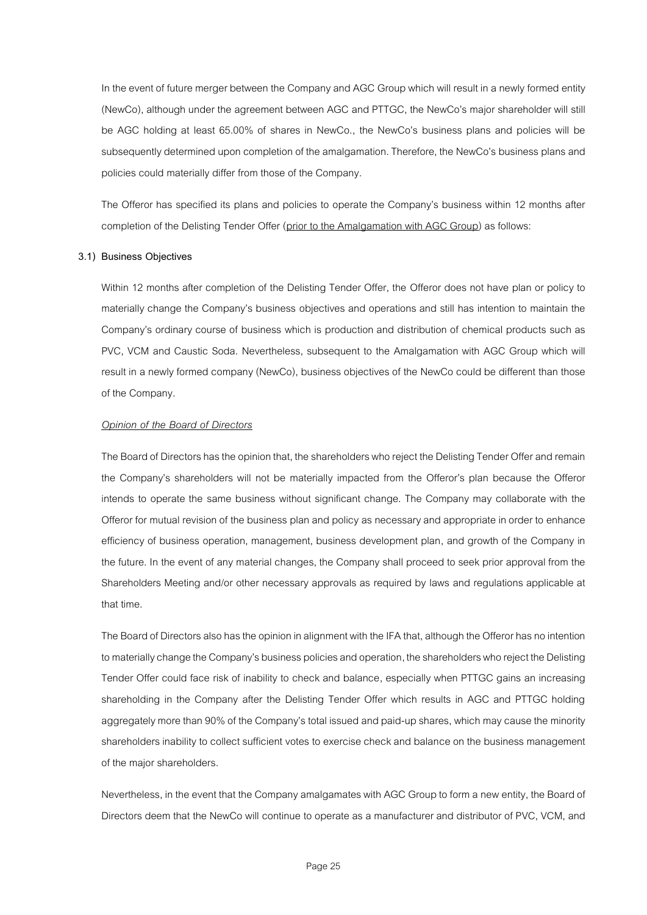In the event of future merger between the Company and AGC Group which will result in a newly formed entity (NewCo), although under the agreement between AGC and PTTGC, the NewCo's major shareholder will still be AGC holding at least 65.00% of shares in NewCo., the NewCo's business plans and policies will be subsequently determined upon completion of the amalgamation. Therefore, the NewCo's business plans and policies could materially differ from those of the Company.

The Offeror has specified its plans and policies to operate the Company's business within 12 months after completion of the Delisting Tender Offer (<u>prior to the Amalgamation with AGC Group</u>) as follows:

**3.1) Business Objectives**

Within 12 months after completion of the Delisting Tender Offer, the Offeror does not have plan or policy to materially change the Company's business objectives and operations and still has intention to maintain the Company's ordinary course of business which is production and distribution of chemical products such as PVC, VCM and Caustic Soda. Nevertheless, subsequent to the Amalgamation with AGC Group which will result in a newly formed company (NewCo), business objectives of the NewCo could be different than those of the Company.

*<u>Opinion of the Board of Directors</u>*

The Board of Directors has the opinion that, the shareholders who reject the Delisting Tender Offer and remain the Company's shareholders will not be materially impacted from the Offeror's plan because the Offeror intends to operate the same business without significant change. The Company may collaborate with the Offeror for mutual revision of the business plan and policy as necessary and appropriate in order to enhance efficiency of business operation, management, business development plan, and growth of the Company in the future. In the event of any material changes, the Company shall proceed to seek prior approval from the Shareholders Meeting and/or other necessary approvals as required by laws and regulations applicable at that time.

The Board of Directors also has the opinion in alignment with the IFA that, although the Offeror has no intention to materially change the Company's business policies and operation, the shareholders who reject the Delisting Tender Offer could face risk of inability to check and balance, especially when PTTGC gains an increasing shareholding in the Company after the Delisting Tender Offer which results in AGC and PTTGC holding aggregately more than 90% of the Company's total issued and paid-up shares, which may cause the minority shareholders inability to collect sufficient votes to exercise check and balance on the business management of the major shareholders.

Nevertheless, in the event that the Company amalgamates with AGC Group to form a new entity, the Board of Directors deem that the NewCo will continue to operate as a manufacturer and distributor of PVC, VCM, and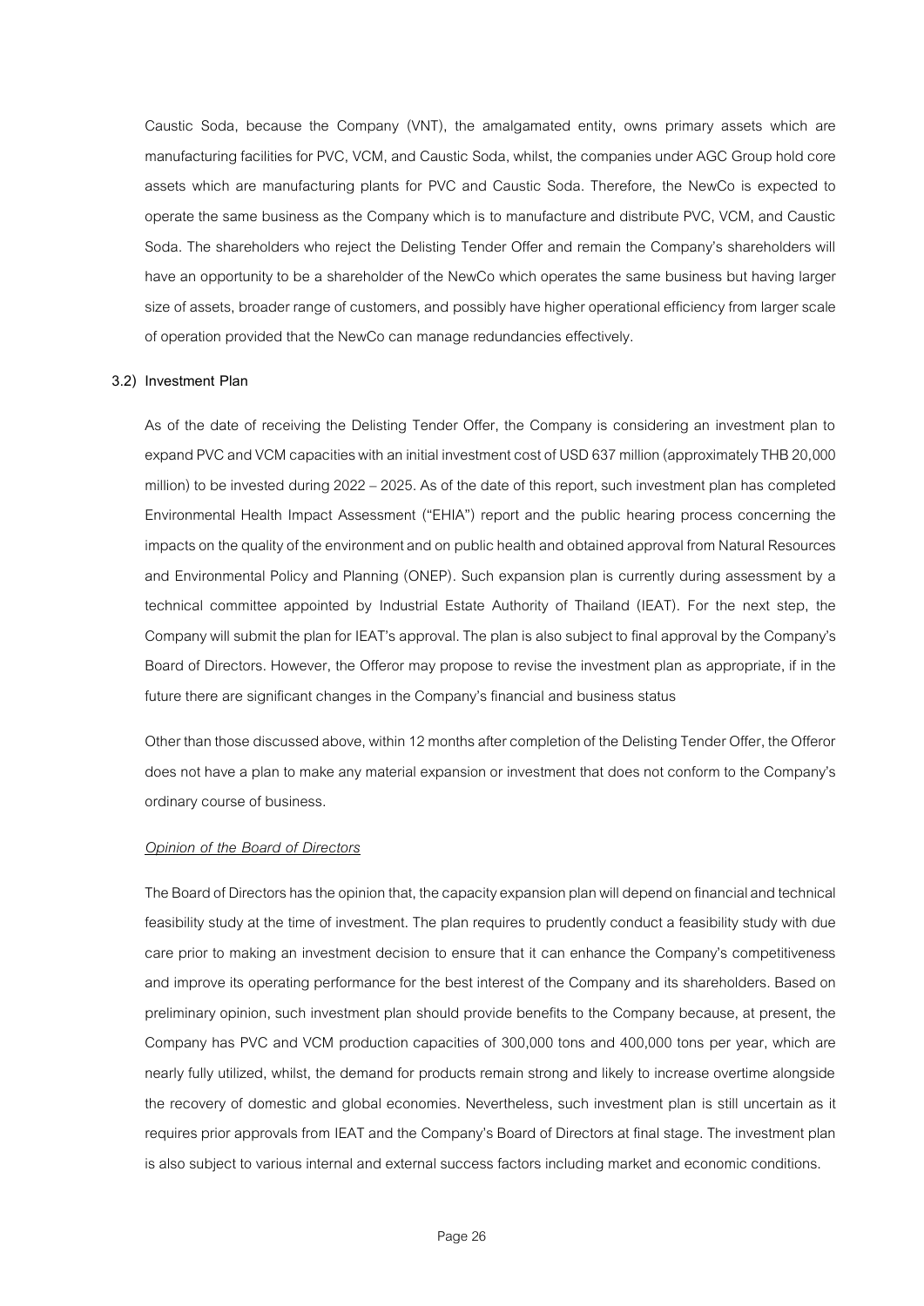Caustic Soda, because the Company (VNT), the amalgamated entity, owns primary assets which are manufacturing facilities for PVC, VCM, and Caustic Soda, whilst, the companies under AGC Group hold core assets which are manufacturing plants for PVC and Caustic Soda. Therefore, the NewCo is expected to operate the same business as the Company which is to manufacture and distribute PVC, VCM, and Caustic Soda. The shareholders who reject the Delisting Tender Offer and remain the Company's shareholders will have an opportunity to be a shareholder of the NewCo which operates the same business but having larger size of assets, broader range of customers, and possibly have higher operational efficiency from larger scale of operation provided that the NewCo can manage redundancies effectively.

**3.2) Investment Plan**

As of the date of receiving the Delisting Tender Offer, the Company is considering an investment plan to expand PVC and VCM capacities with an initial investment cost of USD 637 million (approximately THB 20,000 million) to be invested during 2022 – 2025. As of the date of this report, such investment plan has completed Environmental Health Impact Assessment ("EHIA") report and the public hearing process concerning the impacts on the quality of the environment and on public health and obtained approval from Natural Resources and Environmental Policy and Planning (ONEP). Such expansion plan is currently during assessment by a technical committee appointed by Industrial Estate Authority of Thailand (IEAT). For the next step, the Company will submit the plan for IEAT's approval. The plan is also subject to final approval by the Company's Board of Directors. However, the Offeror may propose to revise the investment plan as appropriate, if in the future there are significant changes in the Company's financial and business status

Other than those discussed above, within 12 months after completion of the Delisting Tender Offer, the Offeror does not have a plan to make any material expansion or investment that does not conform to the Company's ordinary course of business.

*Opinion of the Board of Directors*

The Board of Directors has the opinion that, the capacity expansion plan will depend on financial and technical feasibility study at the time of investment. The plan requires to prudently conduct a feasibility study with due care prior to making an investment decision to ensure that it can enhance the Company's competitiveness and improve its operating performance for the best interest of the Company and its shareholders. Based on preliminary opinion, such investment plan should provide benefits to the Company because, at present, the Company has PVC and VCM production capacities of 300,000 tons and 400,000 tons per year, which are nearly fully utilized, whilst, the demand for products remain strong and likely to increase overtime alongside the recovery of domestic and global economies. Nevertheless, such investment plan is still uncertain as it requires prior approvals from IEAT and the Company's Board of Directors at final stage. The investment plan is also subject to various internal and external success factors including market and economic conditions.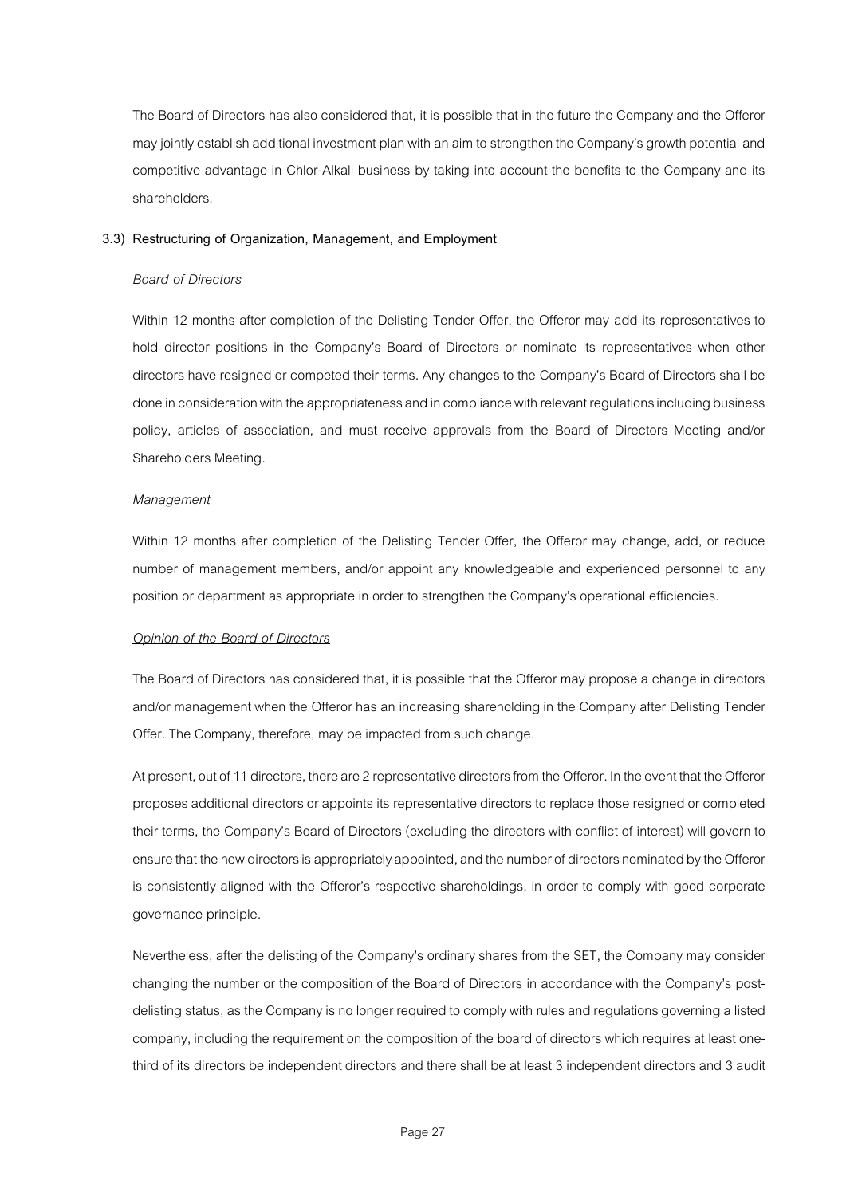The Board of Directors has also considered that, it is possible that in the future the Company and the Offeror may jointly establish additional investment plan with an aim to strengthen the Company's growth potential and competitive advantage in Chlor-Alkali business by taking into account the benefits to the Company and its shareholders.

**3.3) Restructuring of Organization, Management, and Employment**

*Board of Directors*

Within 12 months after completion of the Delisting Tender Offer, the Offeror may add its representatives to hold director positions in the Company's Board of Directors or nominate its representatives when other directors have resigned or competed their terms. Any changes to the Company's Board of Directors shall be done in consideration with the appropriateness and in compliance with relevant regulations including business policy, articles of association, and must receive approvals from the Board of Directors Meeting and/or Shareholders Meeting.

*Management*

Within 12 months after completion of the Delisting Tender Offer, the Offeror may change, add, or reduce number of management members, and/or appoint any knowledgeable and experienced personnel to any position or department as appropriate in order to strengthen the Company's operational efficiencies.

*Opinion of the Board of Directors*

The Board of Directors has considered that, it is possible that the Offeror may propose a change in directors and/or management when the Offeror has an increasing shareholding in the Company after Delisting Tender Offer. The Company, therefore, may be impacted from such change.

At present, out of 11 directors, there are 2 representative directors from the Offeror. In the event that the Offeror proposes additional directors or appoints its representative directors to replace those resigned or completed their terms, the Company's Board of Directors (excluding the directors with conflict of interest) will govern to ensure that the new directors is appropriately appointed, and the number of directors nominated by the Offeror is consistently aligned with the Offeror's respective shareholdings, in order to comply with good corporate governance principle.

Nevertheless, after the delisting of the Company's ordinary shares from the SET, the Company may consider changing the number or the composition of the Board of Directors in accordance with the Company's post-delisting status, as the Company is no longer required to comply with rules and regulations governing a listed company, including the requirement on the composition of the board of directors which requires at least one-third of its directors be independent directors and there shall be at least 3 independent directors and 3 audit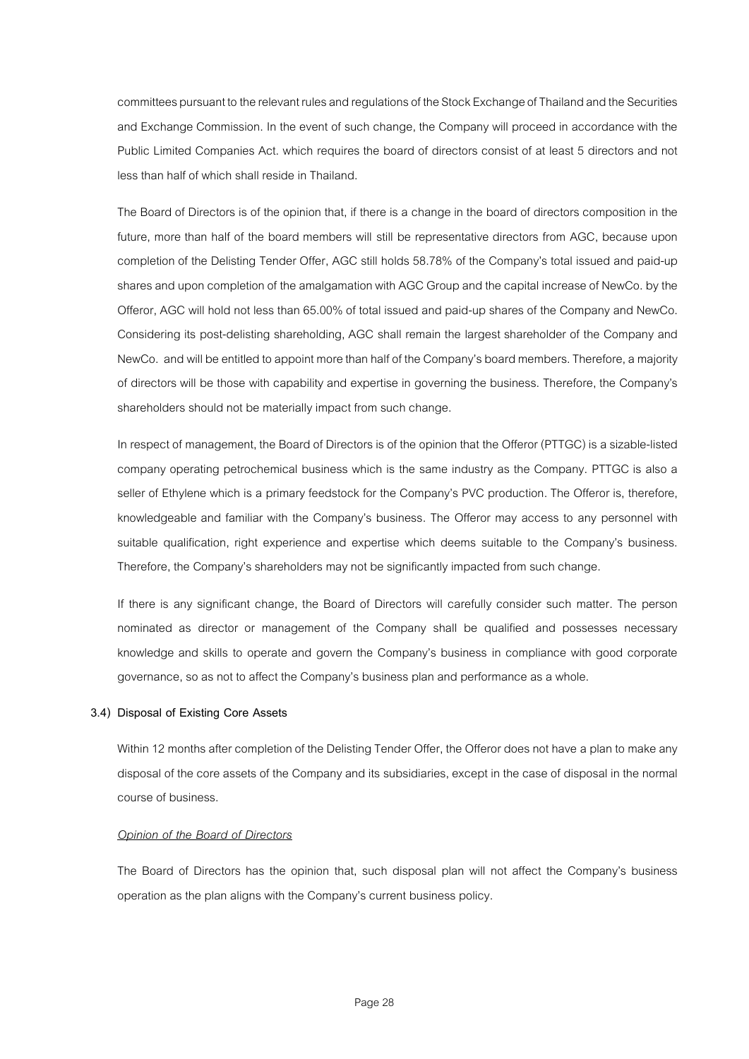committees pursuant to the relevant rules and regulations of the Stock Exchange of Thailand and the Securities and Exchange Commission. In the event of such change, the Company will proceed in accordance with the Public Limited Companies Act. which requires the board of directors consist of at least 5 directors and not less than half of which shall reside in Thailand.

The Board of Directors is of the opinion that, if there is a change in the board of directors composition in the future, more than half of the board members will still be representative directors from AGC, because upon completion of the Delisting Tender Offer, AGC still holds 58.78% of the Company's total issued and paid-up shares and upon completion of the amalgamation with AGC Group and the capital increase of NewCo. by the Offeror, AGC will hold not less than 65.00% of total issued and paid-up shares of the Company and NewCo. Considering its post-delisting shareholding, AGC shall remain the largest shareholder of the Company and NewCo. and will be entitled to appoint more than half of the Company's board members. Therefore, a majority of directors will be those with capability and expertise in governing the business. Therefore, the Company's shareholders should not be materially impact from such change.

In respect of management, the Board of Directors is of the opinion that the Offeror (PTTGC) is a sizable-listed company operating petrochemical business which is the same industry as the Company. PTTGC is also a seller of Ethylene which is a primary feedstock for the Company's PVC production. The Offeror is, therefore, knowledgeable and familiar with the Company's business. The Offeror may access to any personnel with suitable qualification, right experience and expertise which deems suitable to the Company's business. Therefore, the Company's shareholders may not be significantly impacted from such change.

If there is any significant change, the Board of Directors will carefully consider such matter. The person nominated as director or management of the Company shall be qualified and possesses necessary knowledge and skills to operate and govern the Company's business in compliance with good corporate governance, so as not to affect the Company's business plan and performance as a whole.

**3.4) Disposal of Existing Core Assets**

Within 12 months after completion of the Delisting Tender Offer, the Offeror does not have a plan to make any disposal of the core assets of the Company and its subsidiaries, except in the case of disposal in the normal course of business.

*Opinion of the Board of Directors*

The Board of Directors has the opinion that, such disposal plan will not affect the Company's business operation as the plan aligns with the Company's current business policy.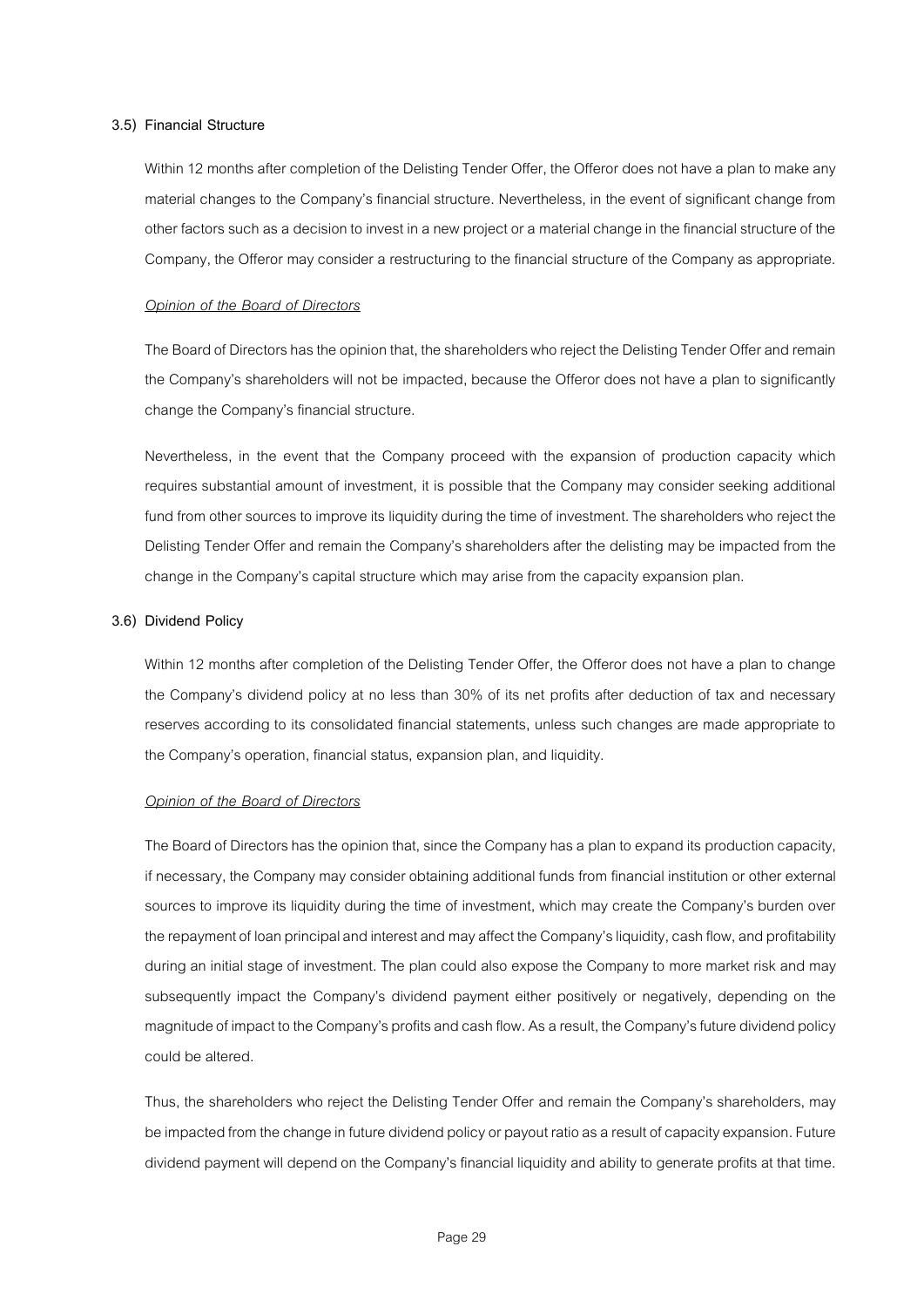### 3.5) Financial Structure

Within 12 months after completion of the Delisting Tender Offer, the Offeror does not have a plan to make any material changes to the Company's financial structure. Nevertheless, in the event of significant change from other factors such as a decision to invest in a new project or a material change in the financial structure of the Company, the Offeror may consider a restructuring to the financial structure of the Company as appropriate.

*Opinion of the Board of Directors*

The Board of Directors has the opinion that, the shareholders who reject the Delisting Tender Offer and remain the Company's shareholders will not be impacted, because the Offeror does not have a plan to significantly change the Company's financial structure.

Nevertheless, in the event that the Company proceed with the expansion of production capacity which requires substantial amount of investment, it is possible that the Company may consider seeking additional fund from other sources to improve its liquidity during the time of investment. The shareholders who reject the Delisting Tender Offer and remain the Company's shareholders after the delisting may be impacted from the change in the Company's capital structure which may arise from the capacity expansion plan.

### 3.6) Dividend Policy

Within 12 months after completion of the Delisting Tender Offer, the Offeror does not have a plan to change the Company's dividend policy at no less than 30% of its net profits after deduction of tax and necessary reserves according to its consolidated financial statements, unless such changes are made appropriate to the Company's operation, financial status, expansion plan, and liquidity.

*Opinion of the Board of Directors*

The Board of Directors has the opinion that, since the Company has a plan to expand its production capacity, if necessary, the Company may consider obtaining additional funds from financial institution or other external sources to improve its liquidity during the time of investment, which may create the Company's burden over the repayment of loan principal and interest and may affect the Company's liquidity, cash flow, and profitability during an initial stage of investment. The plan could also expose the Company to more market risk and may subsequently impact the Company's dividend payment either positively or negatively, depending on the magnitude of impact to the Company's profits and cash flow. As a result, the Company's future dividend policy could be altered.

Thus, the shareholders who reject the Delisting Tender Offer and remain the Company's shareholders, may be impacted from the change in future dividend policy or payout ratio as a result of capacity expansion. Future dividend payment will depend on the Company's financial liquidity and ability to generate profits at that time.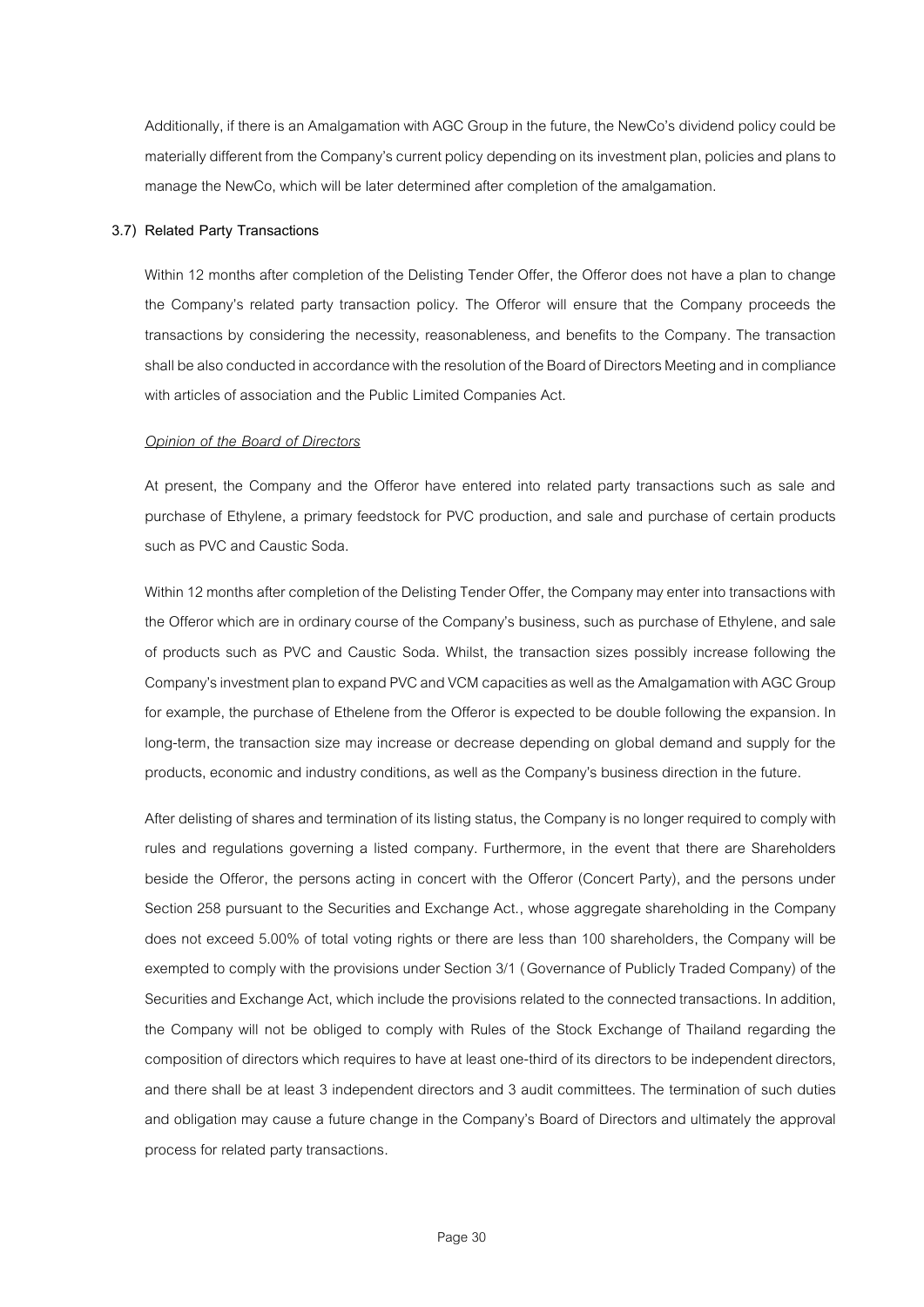Additionally, if there is an Amalgamation with AGC Group in the future, the NewCo's dividend policy could be materially different from the Company's current policy depending on its investment plan, policies and plans to manage the NewCo, which will be later determined after completion of the amalgamation.

**3.7) Related Party Transactions**

Within 12 months after completion of the Delisting Tender Offer, the Offeror does not have a plan to change the Company's related party transaction policy. The Offeror will ensure that the Company proceeds the transactions by considering the necessity, reasonableness, and benefits to the Company. The transaction shall be also conducted in accordance with the resolution of the Board of Directors Meeting and in compliance with articles of association and the Public Limited Companies Act.

*Opinion of the Board of Directors*

At present, the Company and the Offeror have entered into related party transactions such as sale and purchase of Ethylene, a primary feedstock for PVC production, and sale and purchase of certain products such as PVC and Caustic Soda.

Within 12 months after completion of the Delisting Tender Offer, the Company may enter into transactions with the Offeror which are in ordinary course of the Company's business, such as purchase of Ethylene, and sale of products such as PVC and Caustic Soda. Whilst, the transaction sizes possibly increase following the Company's investment plan to expand PVC and VCM capacities as well as the Amalgamation with AGC Group for example, the purchase of Ethelene from the Offeror is expected to be double following the expansion. In long-term, the transaction size may increase or decrease depending on global demand and supply for the products, economic and industry conditions, as well as the Company's business direction in the future.

After delisting of shares and termination of its listing status, the Company is no longer required to comply with rules and regulations governing a listed company. Furthermore, in the event that there are Shareholders beside the Offeror, the persons acting in concert with the Offeror (Concert Party), and the persons under Section 258 pursuant to the Securities and Exchange Act., whose aggregate shareholding in the Company does not exceed 5.00% of total voting rights or there are less than 100 shareholders, the Company will be exempted to comply with the provisions under Section 3/1 (Governance of Publicly Traded Company) of the Securities and Exchange Act, which include the provisions related to the connected transactions. In addition, the Company will not be obliged to comply with Rules of the Stock Exchange of Thailand regarding the composition of directors which requires to have at least one-third of its directors to be independent directors, and there shall be at least 3 independent directors and 3 audit committees. The termination of such duties and obligation may cause a future change in the Company's Board of Directors and ultimately the approval process for related party transactions.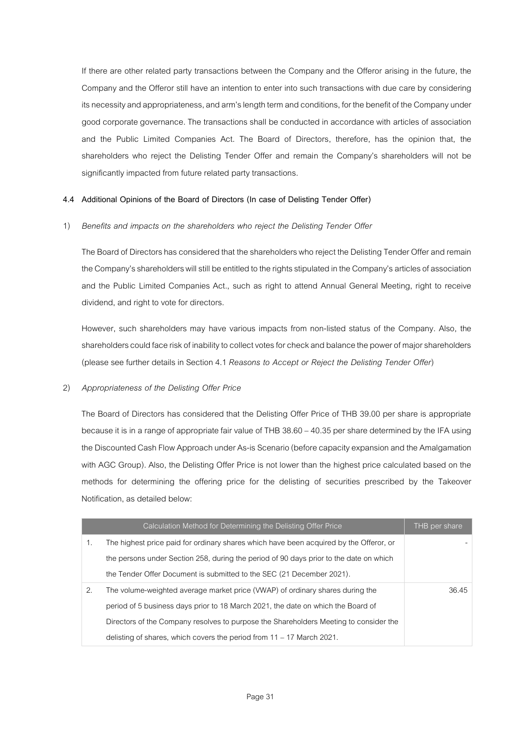If there are other related party transactions between the Company and the Offeror arising in the future, the Company and the Offeror still have an intention to enter into such transactions with due care by considering its necessity and appropriateness, and arm's length term and conditions, for the benefit of the Company under good corporate governance. The transactions shall be conducted in accordance with articles of association and the Public Limited Companies Act. The Board of Directors, therefore, has the opinion that, the shareholders who reject the Delisting Tender Offer and remain the Company's shareholders will not be significantly impacted from future related party transactions.

**4.4 Additional Opinions of the Board of Directors (In case of Delisting Tender Offer)**

1) *Benefits and impacts on the shareholders who reject the Delisting Tender Offer*

The Board of Directors has considered that the shareholders who reject the Delisting Tender Offer and remain the Company's shareholders will still be entitled to the rights stipulated in the Company's articles of association and the Public Limited Companies Act., such as right to attend Annual General Meeting, right to receive dividend, and right to vote for directors.

However, such shareholders may have various impacts from non-listed status of the Company. Also, the shareholders could face risk of inability to collect votes for check and balance the power of major shareholders (please see further details in Section 4.1 *Reasons to Accept or Reject the Delisting Tender Offer*)

2) *Appropriateness of the Delisting Offer Price*

The Board of Directors has considered that the Delisting Offer Price of THB 39.00 per share is appropriate because it is in a range of appropriate fair value of THB 38.60 – 40.35 per share determined by the IFA using the Discounted Cash Flow Approach under As-is Scenario (before capacity expansion and the Amalgamation with AGC Group). Also, the Delisting Offer Price is not lower than the highest price calculated based on the methods for determining the offering price for the delisting of securities prescribed by the Takeover Notification, as detailed below:

| | Calculation Method for Determining the Delisting Offer Price | THB per share |
|---|---|---|
| 1. | The highest price paid for ordinary shares which have been acquired by the Offeror, or the persons under Section 258, during the period of 90 days prior to the date on which the Tender Offer Document is submitted to the SEC (21 December 2021). | - |
| 2. | The volume-weighted average market price (VWAP) of ordinary shares during the period of 5 business days prior to 18 March 2021, the date on which the Board of Directors of the Company resolves to purpose the Shareholders Meeting to consider the delisting of shares, which covers the period from 11 – 17 March 2021. | 36.45 |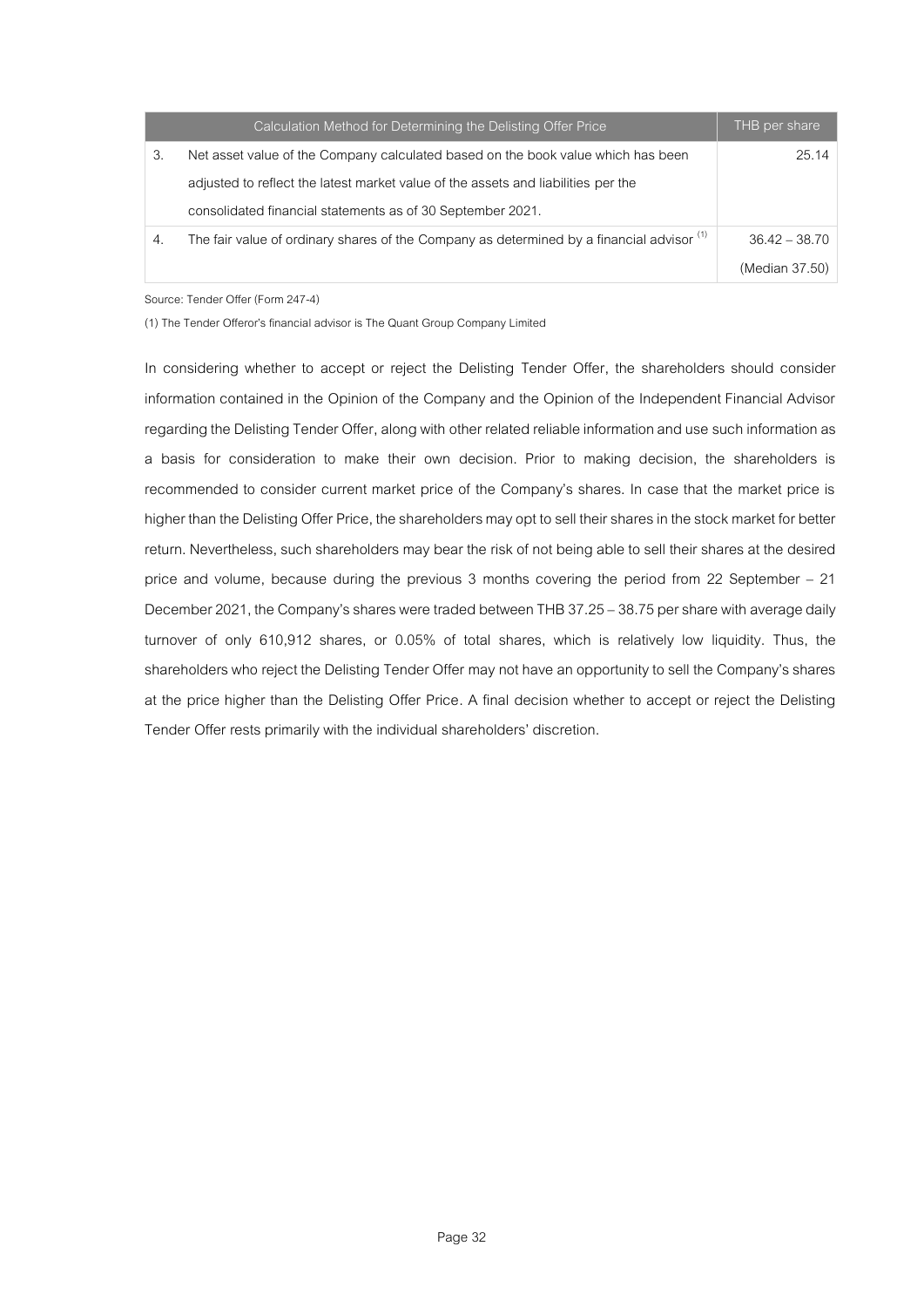| | Calculation Method for Determining the Delisting Offer Price | THB per share |
|---|---|---|
| 3. | Net asset value of the Company calculated based on the book value which has been adjusted to reflect the latest market value of the assets and liabilities per the consolidated financial statements as of 30 September 2021. | 25.14 |
| 4. | The fair value of ordinary shares of the Company as determined by a financial advisor [1] | 36.42 – 38.70 (Median 37.50) |

Source: Tender Offer (Form 247-4)

(1) The Tender Offeror's financial advisor is The Quant Group Company Limited

In considering whether to accept or reject the Delisting Tender Offer, the shareholders should consider information contained in the Opinion of the Company and the Opinion of the Independent Financial Advisor regarding the Delisting Tender Offer, along with other related reliable information and use such information as a basis for consideration to make their own decision. Prior to making decision, the shareholders is recommended to consider current market price of the Company's shares. In case that the market price is higher than the Delisting Offer Price, the shareholders may opt to sell their shares in the stock market for better return. Nevertheless, such shareholders may bear the risk of not being able to sell their shares at the desired price and volume, because during the previous 3 months covering the period from 22 September – 21 December 2021, the Company's shares were traded between THB 37.25 – 38.75 per share with average daily turnover of only 610,912 shares, or 0.05% of total shares, which is relatively low liquidity. Thus, the shareholders who reject the Delisting Tender Offer may not have an opportunity to sell the Company's shares at the price higher than the Delisting Offer Price. A final decision whether to accept or reject the Delisting Tender Offer rests primarily with the individual shareholders' discretion.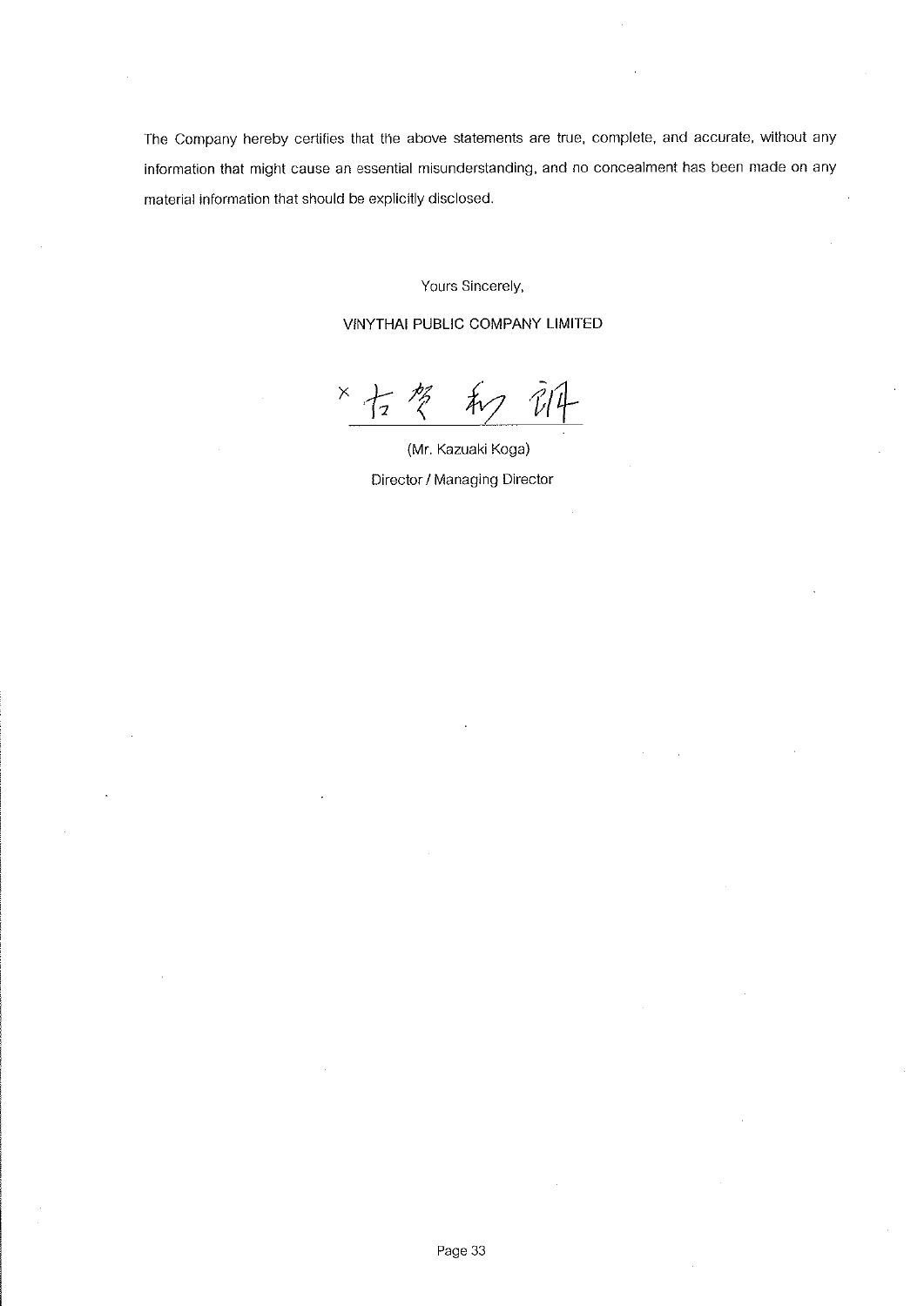The Company hereby certifies that the above statements are true, complete, and accurate, without any information that might cause an essential misunderstanding, and no concealment has been made on any material information that should be explicitly disclosed.

Yours Sincerely,

VINYTHAI PUBLIC COMPANY LIMITED

(Mr. Kazuaki Koga)

Director / Managing Director